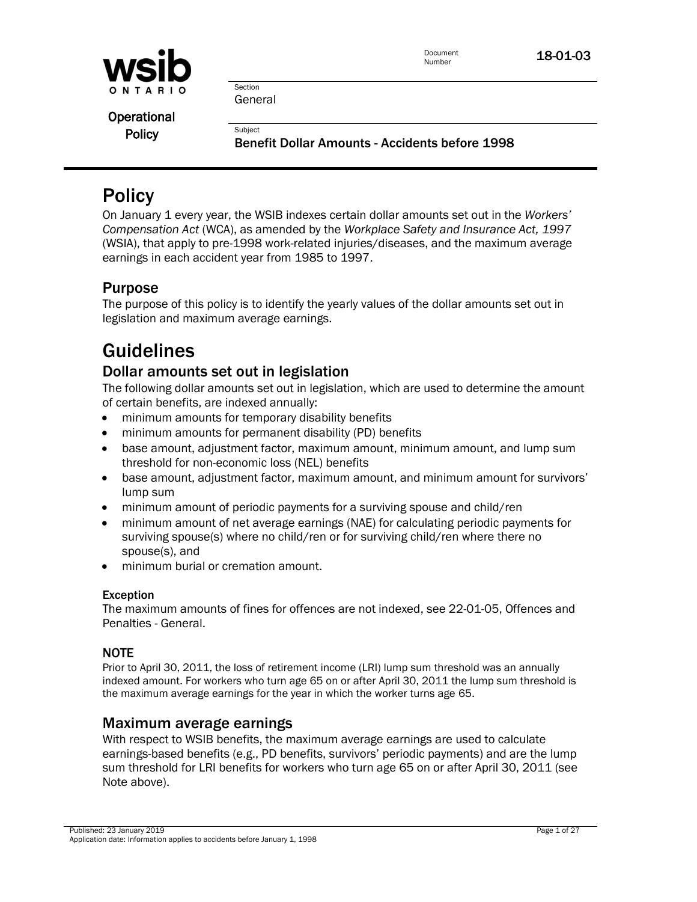**wsib ONTARIO**

**Operational Policy**

Document Number: **18-01-03**

Section: General

Subject: **Benefit Dollar Amounts - Accidents before 1998**

# Policy

On January 1 every year, the WSIB indexes certain dollar amounts set out in the *Workers' Compensation Act* (WCA), as amended by the *Workplace Safety and Insurance Act, 1997* (WSIA), that apply to pre-1998 work-related injuries/diseases, and the maximum average earnings in each accident year from 1985 to 1997.

## Purpose

The purpose of this policy is to identify the yearly values of the dollar amounts set out in legislation and maximum average earnings.

# Guidelines

## Dollar amounts set out in legislation

The following dollar amounts set out in legislation, which are used to determine the amount of certain benefits, are indexed annually:

- minimum amounts for temporary disability benefits
- minimum amounts for permanent disability (PD) benefits
- base amount, adjustment factor, maximum amount, minimum amount, and lump sum threshold for non-economic loss (NEL) benefits
- base amount, adjustment factor, maximum amount, and minimum amount for survivors' lump sum
- minimum amount of periodic payments for a surviving spouse and child/ren
- minimum amount of net average earnings (NAE) for calculating periodic payments for surviving spouse(s) where no child/ren or for surviving child/ren where there no spouse(s), and
- minimum burial or cremation amount.

#### Exception

The maximum amounts of fines for offences are not indexed, see 22-01-05, Offences and Penalties - General.

#### NOTE

Prior to April 30, 2011, the loss of retirement income (LRI) lump sum threshold was an annually indexed amount. For workers who turn age 65 on or after April 30, 2011 the lump sum threshold is the maximum average earnings for the year in which the worker turns age 65.

## Maximum average earnings

With respect to WSIB benefits, the maximum average earnings are used to calculate earnings-based benefits (e.g., PD benefits, survivors' periodic payments) and are the lump sum threshold for LRI benefits for workers who turn age 65 on or after April 30, 2011 (see Note above).

Published: 23 January 2019
Application date: Information applies to accidents before January 1, 1998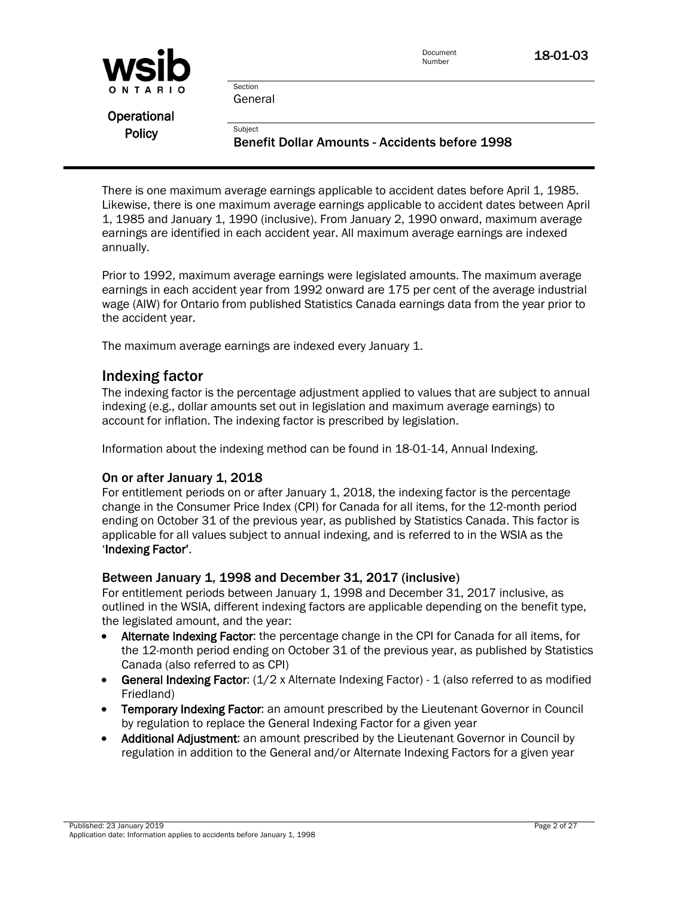There is one maximum average earnings applicable to accident dates before April 1, 1985. Likewise, there is one maximum average earnings applicable to accident dates between April 1, 1985 and January 1, 1990 (inclusive). From January 2, 1990 onward, maximum average earnings are identified in each accident year. All maximum average earnings are indexed annually.

Prior to 1992, maximum average earnings were legislated amounts. The maximum average earnings in each accident year from 1992 onward are 175 per cent of the average industrial wage (AIW) for Ontario from published Statistics Canada earnings data from the year prior to the accident year.

The maximum average earnings are indexed every January 1.

## Indexing factor

The indexing factor is the percentage adjustment applied to values that are subject to annual indexing (e.g., dollar amounts set out in legislation and maximum average earnings) to account for inflation. The indexing factor is prescribed by legislation.

Information about the indexing method can be found in 18-01-14, Annual Indexing.

### On or after January 1, 2018

For entitlement periods on or after January 1, 2018, the indexing factor is the percentage change in the Consumer Price Index (CPI) for Canada for all items, for the 12-month period ending on October 31 of the previous year, as published by Statistics Canada. This factor is applicable for all values subject to annual indexing, and is referred to in the WSIA as the '**Indexing Factor**'.

### Between January 1, 1998 and December 31, 2017 (inclusive)

For entitlement periods between January 1, 1998 and December 31, 2017 inclusive, as outlined in the WSIA, different indexing factors are applicable depending on the benefit type, the legislated amount, and the year:

- **Alternate Indexing Factor**: the percentage change in the CPI for Canada for all items, for the 12-month period ending on October 31 of the previous year, as published by Statistics Canada (also referred to as CPI)
- **General Indexing Factor**: (1/2 x Alternate Indexing Factor) - 1 (also referred to as modified Friedland)
- **Temporary Indexing Factor**: an amount prescribed by the Lieutenant Governor in Council by regulation to replace the General Indexing Factor for a given year
- **Additional Adjustment**: an amount prescribed by the Lieutenant Governor in Council by regulation in addition to the General and/or Alternate Indexing Factors for a given year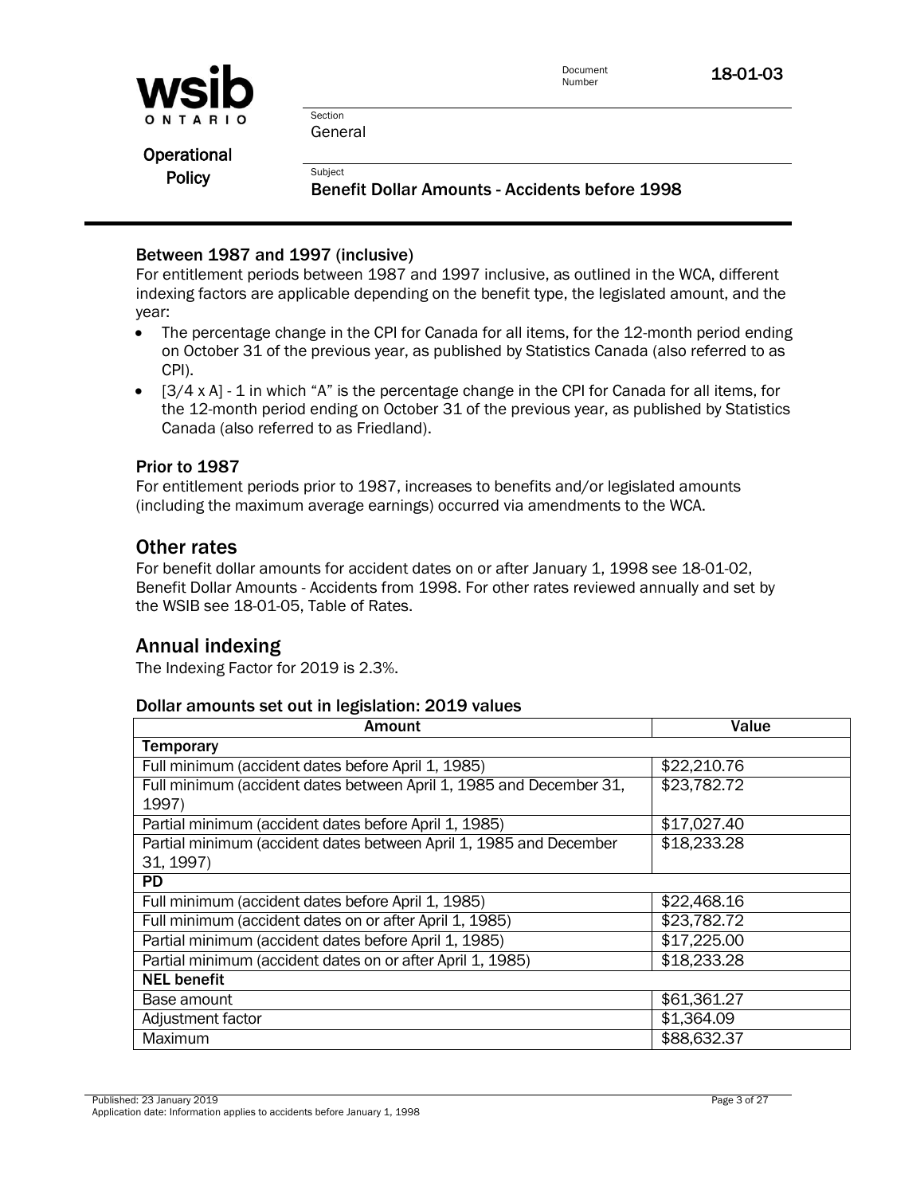### Between 1987 and 1997 (inclusive)

For entitlement periods between 1987 and 1997 inclusive, as outlined in the WCA, different indexing factors are applicable depending on the benefit type, the legislated amount, and the year:

- The percentage change in the CPI for Canada for all items, for the 12-month period ending on October 31 of the previous year, as published by Statistics Canada (also referred to as CPI).
- [3/4 x A] - 1 in which "A" is the percentage change in the CPI for Canada for all items, for the 12-month period ending on October 31 of the previous year, as published by Statistics Canada (also referred to as Friedland).

### Prior to 1987

For entitlement periods prior to 1987, increases to benefits and/or legislated amounts (including the maximum average earnings) occurred via amendments to the WCA.

## Other rates

For benefit dollar amounts for accident dates on or after January 1, 1998 see 18-01-02, Benefit Dollar Amounts - Accidents from 1998. For other rates reviewed annually and set by the WSIB see 18-01-05, Table of Rates.

## Annual indexing

The Indexing Factor for 2019 is 2.3%.

### Dollar amounts set out in legislation: 2019 values

| Amount | Value |
|---|---|
| **Temporary** | |
| Full minimum (accident dates before April 1, 1985) | $22,210.76 |
| Full minimum (accident dates between April 1, 1985 and December 31, 1997) | $23,782.72 |
| Partial minimum (accident dates before April 1, 1985) | $17,027.40 |
| Partial minimum (accident dates between April 1, 1985 and December 31, 1997) | $18,233.28 |
| **PD** | |
| Full minimum (accident dates before April 1, 1985) | $22,468.16 |
| Full minimum (accident dates on or after April 1, 1985) | $23,782.72 |
| Partial minimum (accident dates before April 1, 1985) | $17,225.00 |
| Partial minimum (accident dates on or after April 1, 1985) | $18,233.28 |
| **NEL benefit** | |
| Base amount | $61,361.27 |
| Adjustment factor | $1,364.09 |
| Maximum | $88,632.37 |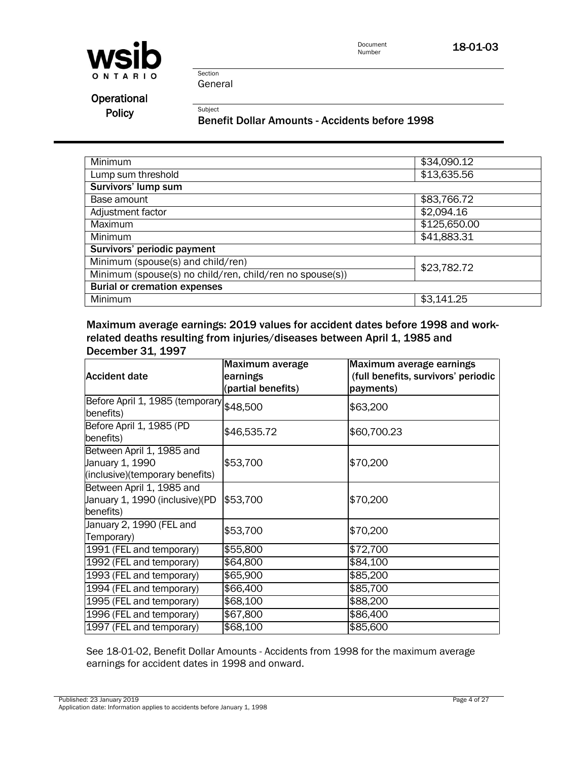| | |
|---|---|
| Minimum | $34,090.12 |
| Lump sum threshold | $13,635.56 |
| **Survivors' lump sum** | |
| Base amount | $83,766.72 |
| Adjustment factor | $2,094.16 |
| Maximum | $125,650.00 |
| Minimum | $41,883.31 |
| **Survivors' periodic payment** | |
| Minimum (spouse(s) and child/ren) | $23,782.72 |
| Minimum (spouse(s) no child/ren, child/ren no spouse(s)) | |
| **Burial or cremation expenses** | |
| Minimum | $3,141.25 |

### Maximum average earnings: 2019 values for accident dates before 1998 and work-related deaths resulting from injuries/diseases between April 1, 1985 and December 31, 1997

| Accident date | Maximum average earnings (partial benefits) | Maximum average earnings (full benefits, survivors' periodic payments) |
|---|---|---|
| Before April 1, 1985 (temporary benefits) | $48,500 | $63,200 |
| Before April 1, 1985 (PD benefits) | $46,535.72 | $60,700.23 |
| Between April 1, 1985 and January 1, 1990 (inclusive)(temporary benefits) | $53,700 | $70,200 |
| Between April 1, 1985 and January 1, 1990 (inclusive)(PD benefits) | $53,700 | $70,200 |
| January 2, 1990 (FEL and Temporary) | $53,700 | $70,200 |
| 1991 (FEL and temporary) | $55,800 | $72,700 |
| 1992 (FEL and temporary) | $64,800 | $84,100 |
| 1993 (FEL and temporary) | $65,900 | $85,200 |
| 1994 (FEL and temporary) | $66,400 | $85,700 |
| 1995 (FEL and temporary) | $68,100 | $88,200 |
| 1996 (FEL and temporary) | $67,800 | $86,400 |
| 1997 (FEL and temporary) | $68,100 | $85,600 |

See 18-01-02, Benefit Dollar Amounts - Accidents from 1998 for the maximum average earnings for accident dates in 1998 and onward.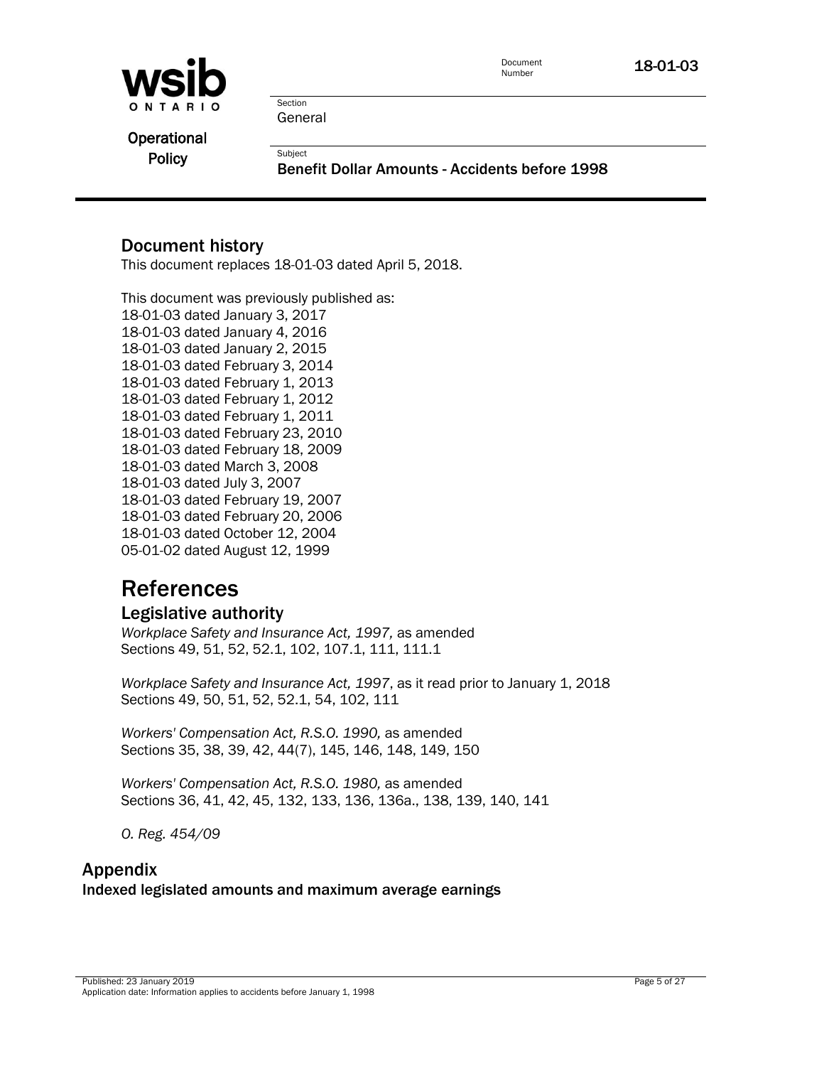## Document history

This document replaces 18-01-03 dated April 5, 2018.

This document was previously published as:
18-01-03 dated January 3, 2017
18-01-03 dated January 4, 2016
18-01-03 dated January 2, 2015
18-01-03 dated February 3, 2014
18-01-03 dated February 1, 2013
18-01-03 dated February 1, 2012
18-01-03 dated February 1, 2011
18-01-03 dated February 23, 2010
18-01-03 dated February 18, 2009
18-01-03 dated March 3, 2008
18-01-03 dated July 3, 2007
18-01-03 dated February 19, 2007
18-01-03 dated February 20, 2006
18-01-03 dated October 12, 2004
05-01-02 dated August 12, 1999

# References

## Legislative authority

*Workplace Safety and Insurance Act, 1997,* as amended
Sections 49, 51, 52, 52.1, 102, 107.1, 111, 111.1

*Workplace Safety and Insurance Act, 1997*, as it read prior to January 1, 2018
Sections 49, 50, 51, 52, 52.1, 54, 102, 111

*Workers' Compensation Act, R.S.O. 1990,* as amended
Sections 35, 38, 39, 42, 44(7), 145, 146, 148, 149, 150

*Workers' Compensation Act, R.S.O. 1980,* as amended
Sections 36, 41, 42, 45, 132, 133, 136, 136a., 138, 139, 140, 141

*O. Reg. 454/09*

## Appendix

**Indexed legislated amounts and maximum average earnings**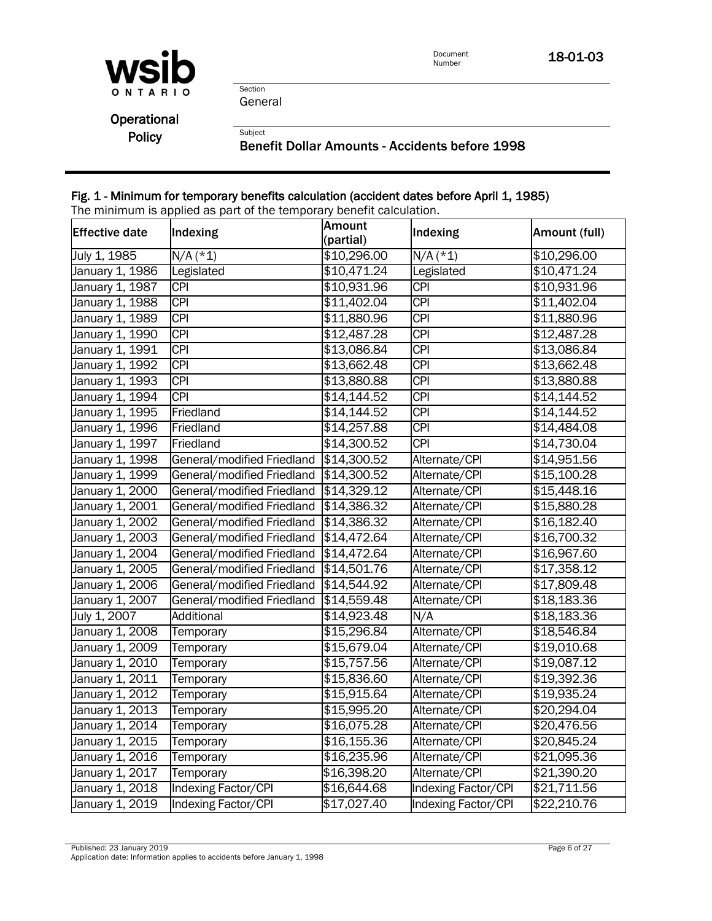#### Fig. 1 - Minimum for temporary benefits calculation (accident dates before April 1, 1985)

The minimum is applied as part of the temporary benefit calculation.

| Effective date | Indexing | Amount (partial) | Indexing | Amount (full) |
|---|---|---|---|---|
| July 1, 1985 | N/A (*1) | $10,296.00 | N/A (*1) | $10,296.00 |
| January 1, 1986 | Legislated | $10,471.24 | Legislated | $10,471.24 |
| January 1, 1987 | CPI | $10,931.96 | CPI | $10,931.96 |
| January 1, 1988 | CPI | $11,402.04 | CPI | $11,402.04 |
| January 1, 1989 | CPI | $11,880.96 | CPI | $11,880.96 |
| January 1, 1990 | CPI | $12,487.28 | CPI | $12,487.28 |
| January 1, 1991 | CPI | $13,086.84 | CPI | $13,086.84 |
| January 1, 1992 | CPI | $13,662.48 | CPI | $13,662.48 |
| January 1, 1993 | CPI | $13,880.88 | CPI | $13,880.88 |
| January 1, 1994 | CPI | $14,144.52 | CPI | $14,144.52 |
| January 1, 1995 | Friedland | $14,144.52 | CPI | $14,144.52 |
| January 1, 1996 | Friedland | $14,257.88 | CPI | $14,484.08 |
| January 1, 1997 | Friedland | $14,300.52 | CPI | $14,730.04 |
| January 1, 1998 | General/modified Friedland | $14,300.52 | Alternate/CPI | $14,951.56 |
| January 1, 1999 | General/modified Friedland | $14,300.52 | Alternate/CPI | $15,100.28 |
| January 1, 2000 | General/modified Friedland | $14,329.12 | Alternate/CPI | $15,448.16 |
| January 1, 2001 | General/modified Friedland | $14,386.32 | Alternate/CPI | $15,880.28 |
| January 1, 2002 | General/modified Friedland | $14,386.32 | Alternate/CPI | $16,182.40 |
| January 1, 2003 | General/modified Friedland | $14,472.64 | Alternate/CPI | $16,700.32 |
| January 1, 2004 | General/modified Friedland | $14,472.64 | Alternate/CPI | $16,967.60 |
| January 1, 2005 | General/modified Friedland | $14,501.76 | Alternate/CPI | $17,358.12 |
| January 1, 2006 | General/modified Friedland | $14,544.92 | Alternate/CPI | $17,809.48 |
| January 1, 2007 | General/modified Friedland | $14,559.48 | Alternate/CPI | $18,183.36 |
| July 1, 2007 | Additional | $14,923.48 | N/A | $18,183.36 |
| January 1, 2008 | Temporary | $15,296.84 | Alternate/CPI | $18,546.84 |
| January 1, 2009 | Temporary | $15,679.04 | Alternate/CPI | $19,010.68 |
| January 1, 2010 | Temporary | $15,757.56 | Alternate/CPI | $19,087.12 |
| January 1, 2011 | Temporary | $15,836.60 | Alternate/CPI | $19,392.36 |
| January 1, 2012 | Temporary | $15,915.64 | Alternate/CPI | $19,935.24 |
| January 1, 2013 | Temporary | $15,995.20 | Alternate/CPI | $20,294.04 |
| January 1, 2014 | Temporary | $16,075.28 | Alternate/CPI | $20,476.56 |
| January 1, 2015 | Temporary | $16,155.36 | Alternate/CPI | $20,845.24 |
| January 1, 2016 | Temporary | $16,235.96 | Alternate/CPI | $21,095.36 |
| January 1, 2017 | Temporary | $16,398.20 | Alternate/CPI | $21,390.20 |
| January 1, 2018 | Indexing Factor/CPI | $16,644.68 | Indexing Factor/CPI | $21,711.56 |
| January 1, 2019 | Indexing Factor/CPI | $17,027.40 | Indexing Factor/CPI | $22,210.76 |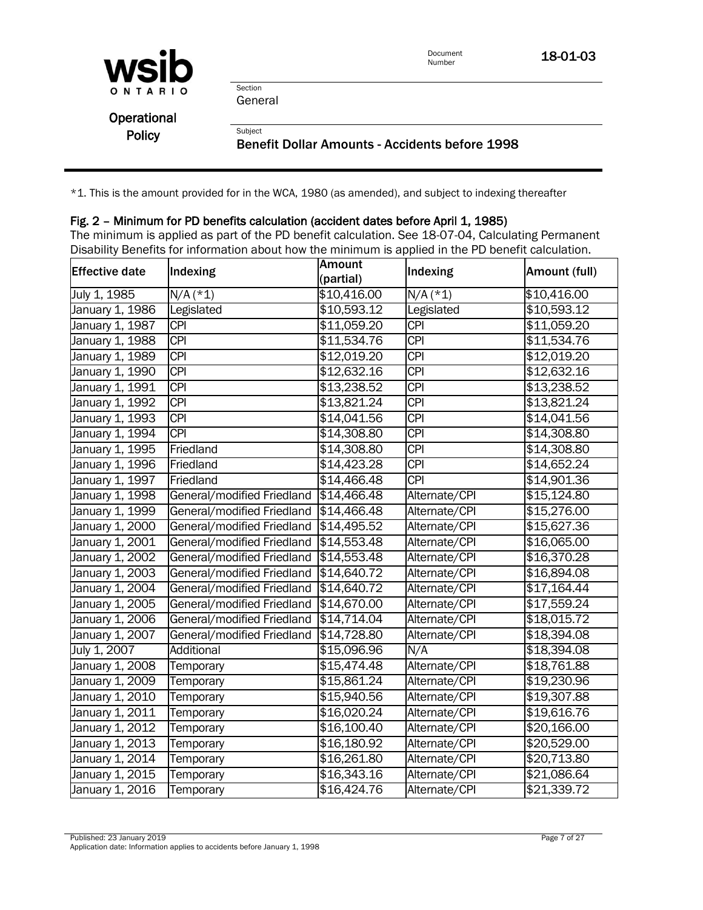*1. This is the amount provided for in the WCA, 1980 (as amended), and subject to indexing thereafter

### Fig. 2 – Minimum for PD benefits calculation (accident dates before April 1, 1985)

The minimum is applied as part of the PD benefit calculation. See 18-07-04, Calculating Permanent Disability Benefits for information about how the minimum is applied in the PD benefit calculation.

| Effective date | Indexing | Amount (partial) | Indexing | Amount (full) |
|---|---|---|---|---|
| July 1, 1985 | N/A (*1) | $10,416.00 | N/A (*1) | $10,416.00 |
| January 1, 1986 | Legislated | $10,593.12 | Legislated | $10,593.12 |
| January 1, 1987 | CPI | $11,059.20 | CPI | $11,059.20 |
| January 1, 1988 | CPI | $11,534.76 | CPI | $11,534.76 |
| January 1, 1989 | CPI | $12,019.20 | CPI | $12,019.20 |
| January 1, 1990 | CPI | $12,632.16 | CPI | $12,632.16 |
| January 1, 1991 | CPI | $13,238.52 | CPI | $13,238.52 |
| January 1, 1992 | CPI | $13,821.24 | CPI | $13,821.24 |
| January 1, 1993 | CPI | $14,041.56 | CPI | $14,041.56 |
| January 1, 1994 | CPI | $14,308.80 | CPI | $14,308.80 |
| January 1, 1995 | Friedland | $14,308.80 | CPI | $14,308.80 |
| January 1, 1996 | Friedland | $14,423.28 | CPI | $14,652.24 |
| January 1, 1997 | Friedland | $14,466.48 | CPI | $14,901.36 |
| January 1, 1998 | General/modified Friedland | $14,466.48 | Alternate/CPI | $15,124.80 |
| January 1, 1999 | General/modified Friedland | $14,466.48 | Alternate/CPI | $15,276.00 |
| January 1, 2000 | General/modified Friedland | $14,495.52 | Alternate/CPI | $15,627.36 |
| January 1, 2001 | General/modified Friedland | $14,553.48 | Alternate/CPI | $16,065.00 |
| January 1, 2002 | General/modified Friedland | $14,553.48 | Alternate/CPI | $16,370.28 |
| January 1, 2003 | General/modified Friedland | $14,640.72 | Alternate/CPI | $16,894.08 |
| January 1, 2004 | General/modified Friedland | $14,640.72 | Alternate/CPI | $17,164.44 |
| January 1, 2005 | General/modified Friedland | $14,670.00 | Alternate/CPI | $17,559.24 |
| January 1, 2006 | General/modified Friedland | $14,714.04 | Alternate/CPI | $18,015.72 |
| January 1, 2007 | General/modified Friedland | $14,728.80 | Alternate/CPI | $18,394.08 |
| July 1, 2007 | Additional | $15,096.96 | N/A | $18,394.08 |
| January 1, 2008 | Temporary | $15,474.48 | Alternate/CPI | $18,761.88 |
| January 1, 2009 | Temporary | $15,861.24 | Alternate/CPI | $19,230.96 |
| January 1, 2010 | Temporary | $15,940.56 | Alternate/CPI | $19,307.88 |
| January 1, 2011 | Temporary | $16,020.24 | Alternate/CPI | $19,616.76 |
| January 1, 2012 | Temporary | $16,100.40 | Alternate/CPI | $20,166.00 |
| January 1, 2013 | Temporary | $16,180.92 | Alternate/CPI | $20,529.00 |
| January 1, 2014 | Temporary | $16,261.80 | Alternate/CPI | $20,713.80 |
| January 1, 2015 | Temporary | $16,343.16 | Alternate/CPI | $21,086.64 |
| January 1, 2016 | Temporary | $16,424.76 | Alternate/CPI | $21,339.72 |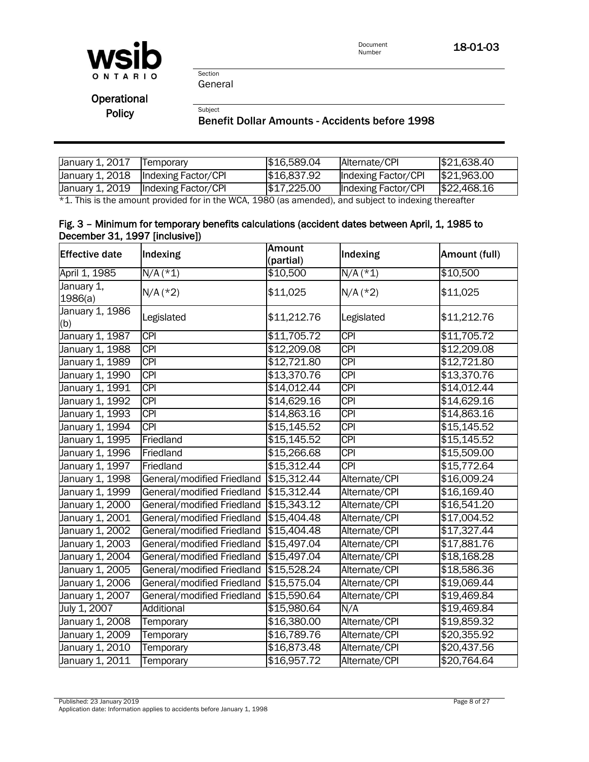| January 1, 2017 | Temporary | $16,589.04 | Alternate/CPI | $21,638.40 |
|---|---|---|---|---|
| January 1, 2018 | Indexing Factor/CPI | $16,837.92 | Indexing Factor/CPI | $21,963.00 |
| January 1, 2019 | Indexing Factor/CPI | $17,225.00 | Indexing Factor/CPI | $22,468.16 |

*1. This is the amount provided for in the WCA, 1980 (as amended), and subject to indexing thereafter

**Fig. 3 – Minimum for temporary benefits calculations (accident dates between April, 1, 1985 to December 31, 1997 [inclusive])**

| Effective date | Indexing | Amount (partial) | Indexing | Amount (full) |
|---|---|---|---|---|
| April 1, 1985 | N/A (*1) | $10,500 | N/A (*1) | $10,500 |
| January 1, 1986(a) | N/A (*2) | $11,025 | N/A (*2) | $11,025 |
| January 1, 1986 (b) | Legislated | $11,212.76 | Legislated | $11,212.76 |
| January 1, 1987 | CPI | $11,705.72 | CPI | $11,705.72 |
| January 1, 1988 | CPI | $12,209.08 | CPI | $12,209.08 |
| January 1, 1989 | CPI | $12,721.80 | CPI | $12,721.80 |
| January 1, 1990 | CPI | $13,370.76 | CPI | $13,370.76 |
| January 1, 1991 | CPI | $14,012.44 | CPI | $14,012.44 |
| January 1, 1992 | CPI | $14,629.16 | CPI | $14,629.16 |
| January 1, 1993 | CPI | $14,863.16 | CPI | $14,863.16 |
| January 1, 1994 | CPI | $15,145.52 | CPI | $15,145.52 |
| January 1, 1995 | Friedland | $15,145.52 | CPI | $15,145.52 |
| January 1, 1996 | Friedland | $15,266.68 | CPI | $15,509.00 |
| January 1, 1997 | Friedland | $15,312.44 | CPI | $15,772.64 |
| January 1, 1998 | General/modified Friedland | $15,312.44 | Alternate/CPI | $16,009.24 |
| January 1, 1999 | General/modified Friedland | $15,312.44 | Alternate/CPI | $16,169.40 |
| January 1, 2000 | General/modified Friedland | $15,343.12 | Alternate/CPI | $16,541.20 |
| January 1, 2001 | General/modified Friedland | $15,404.48 | Alternate/CPI | $17,004.52 |
| January 1, 2002 | General/modified Friedland | $15,404.48 | Alternate/CPI | $17,327.44 |
| January 1, 2003 | General/modified Friedland | $15,497.04 | Alternate/CPI | $17,881.76 |
| January 1, 2004 | General/modified Friedland | $15,497.04 | Alternate/CPI | $18,168.28 |
| January 1, 2005 | General/modified Friedland | $15,528.24 | Alternate/CPI | $18,586.36 |
| January 1, 2006 | General/modified Friedland | $15,575.04 | Alternate/CPI | $19,069.44 |
| January 1, 2007 | General/modified Friedland | $15,590.64 | Alternate/CPI | $19,469.84 |
| July 1, 2007 | Additional | $15,980.64 | N/A | $19,469.84 |
| January 1, 2008 | Temporary | $16,380.00 | Alternate/CPI | $19,859.32 |
| January 1, 2009 | Temporary | $16,789.76 | Alternate/CPI | $20,355.92 |
| January 1, 2010 | Temporary | $16,873.48 | Alternate/CPI | $20,437.56 |
| January 1, 2011 | Temporary | $16,957.72 | Alternate/CPI | $20,764.64 |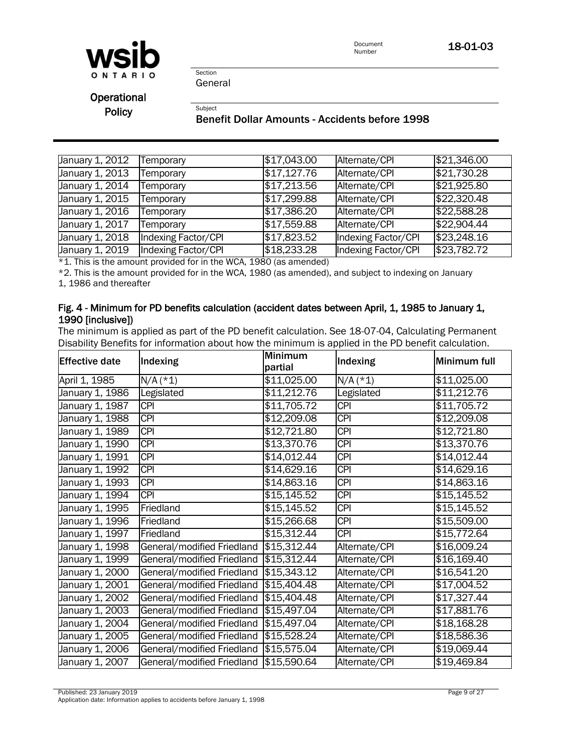| | | | | |
|---|---|---|---|---|
| January 1, 2012 | Temporary | $17,043.00 | Alternate/CPI | $21,346.00 |
| January 1, 2013 | Temporary | $17,127.76 | Alternate/CPI | $21,730.28 |
| January 1, 2014 | Temporary | $17,213.56 | Alternate/CPI | $21,925.80 |
| January 1, 2015 | Temporary | $17,299.88 | Alternate/CPI | $22,320.48 |
| January 1, 2016 | Temporary | $17,386.20 | Alternate/CPI | $22,588.28 |
| January 1, 2017 | Temporary | $17,559.88 | Alternate/CPI | $22,904.44 |
| January 1, 2018 | Indexing Factor/CPI | $17,823.52 | Indexing Factor/CPI | $23,248.16 |
| January 1, 2019 | Indexing Factor/CPI | $18,233.28 | Indexing Factor/CPI | $23,782.72 |

*1. This is the amount provided for in the WCA, 1980 (as amended)

*2. This is the amount provided for in the WCA, 1980 (as amended), and subject to indexing on January 1, 1986 and thereafter

#### Fig. 4 - Minimum for PD benefits calculation (accident dates between April, 1, 1985 to January 1, 1990 [inclusive])

The minimum is applied as part of the PD benefit calculation. See 18-07-04, Calculating Permanent Disability Benefits for information about how the minimum is applied in the PD benefit calculation.

| Effective date | Indexing | Minimum partial | Indexing | Minimum full |
|---|---|---|---|---|
| April 1, 1985 | N/A (*1) | $11,025.00 | N/A (*1) | $11,025.00 |
| January 1, 1986 | Legislated | $11,212.76 | Legislated | $11,212.76 |
| January 1, 1987 | CPI | $11,705.72 | CPI | $11,705.72 |
| January 1, 1988 | CPI | $12,209.08 | CPI | $12,209.08 |
| January 1, 1989 | CPI | $12,721.80 | CPI | $12,721.80 |
| January 1, 1990 | CPI | $13,370.76 | CPI | $13,370.76 |
| January 1, 1991 | CPI | $14,012.44 | CPI | $14,012.44 |
| January 1, 1992 | CPI | $14,629.16 | CPI | $14,629.16 |
| January 1, 1993 | CPI | $14,863.16 | CPI | $14,863.16 |
| January 1, 1994 | CPI | $15,145.52 | CPI | $15,145.52 |
| January 1, 1995 | Friedland | $15,145.52 | CPI | $15,145.52 |
| January 1, 1996 | Friedland | $15,266.68 | CPI | $15,509.00 |
| January 1, 1997 | Friedland | $15,312.44 | CPI | $15,772.64 |
| January 1, 1998 | General/modified Friedland | $15,312.44 | Alternate/CPI | $16,009.24 |
| January 1, 1999 | General/modified Friedland | $15,312.44 | Alternate/CPI | $16,169.40 |
| January 1, 2000 | General/modified Friedland | $15,343.12 | Alternate/CPI | $16,541.20 |
| January 1, 2001 | General/modified Friedland | $15,404.48 | Alternate/CPI | $17,004.52 |
| January 1, 2002 | General/modified Friedland | $15,404.48 | Alternate/CPI | $17,327.44 |
| January 1, 2003 | General/modified Friedland | $15,497.04 | Alternate/CPI | $17,881.76 |
| January 1, 2004 | General/modified Friedland | $15,497.04 | Alternate/CPI | $18,168.28 |
| January 1, 2005 | General/modified Friedland | $15,528.24 | Alternate/CPI | $18,586.36 |
| January 1, 2006 | General/modified Friedland | $15,575.04 | Alternate/CPI | $19,069.44 |
| January 1, 2007 | General/modified Friedland | $15,590.64 | Alternate/CPI | $19,469.84 |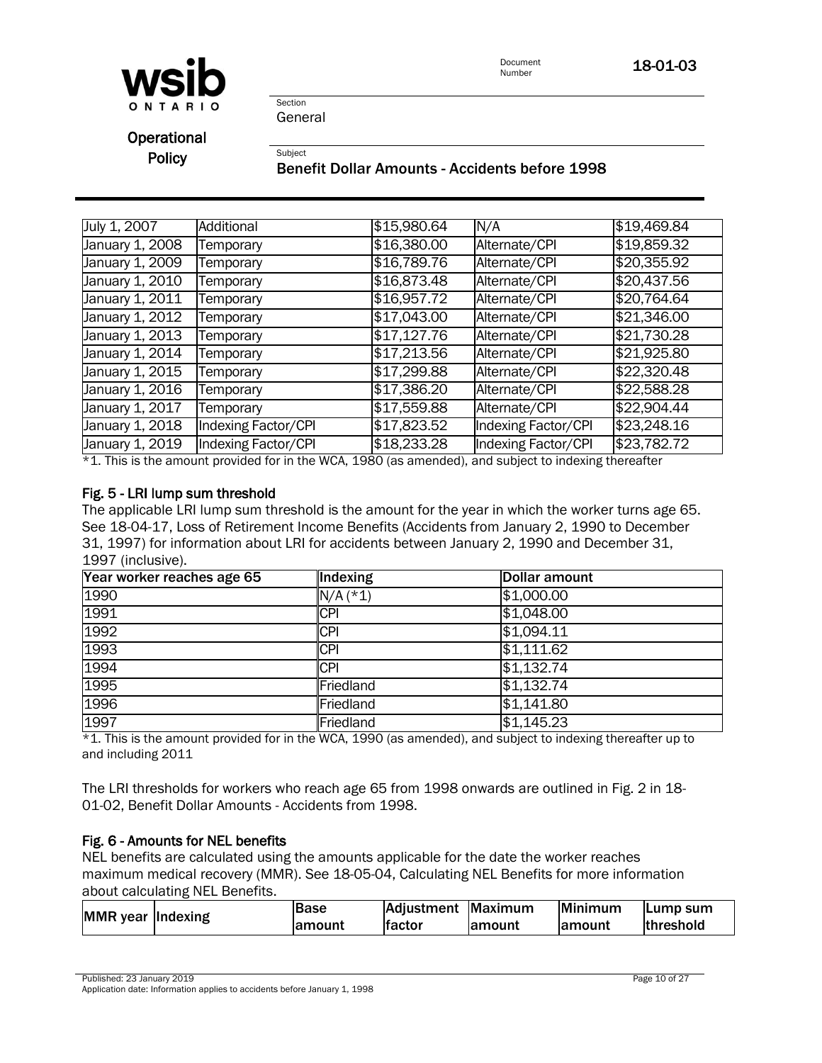| July 1, 2007 | Additional | $15,980.64 | N/A | $19,469.84 |
|---|---|---|---|---|
| January 1, 2008 | Temporary | $16,380.00 | Alternate/CPI | $19,859.32 |
| January 1, 2009 | Temporary | $16,789.76 | Alternate/CPI | $20,355.92 |
| January 1, 2010 | Temporary | $16,873.48 | Alternate/CPI | $20,437.56 |
| January 1, 2011 | Temporary | $16,957.72 | Alternate/CPI | $20,764.64 |
| January 1, 2012 | Temporary | $17,043.00 | Alternate/CPI | $21,346.00 |
| January 1, 2013 | Temporary | $17,127.76 | Alternate/CPI | $21,730.28 |
| January 1, 2014 | Temporary | $17,213.56 | Alternate/CPI | $21,925.80 |
| January 1, 2015 | Temporary | $17,299.88 | Alternate/CPI | $22,320.48 |
| January 1, 2016 | Temporary | $17,386.20 | Alternate/CPI | $22,588.28 |
| January 1, 2017 | Temporary | $17,559.88 | Alternate/CPI | $22,904.44 |
| January 1, 2018 | Indexing Factor/CPI | $17,823.52 | Indexing Factor/CPI | $23,248.16 |
| January 1, 2019 | Indexing Factor/CPI | $18,233.28 | Indexing Factor/CPI | $23,782.72 |

*1. This is the amount provided for in the WCA, 1980 (as amended), and subject to indexing thereafter

### Fig. 5 - LRI lump sum threshold

The applicable LRI lump sum threshold is the amount for the year in which the worker turns age 65. See 18-04-17, Loss of Retirement Income Benefits (Accidents from January 2, 1990 to December 31, 1997) for information about LRI for accidents between January 2, 1990 and December 31, 1997 (inclusive).

| Year worker reaches age 65 | Indexing | Dollar amount |
|---|---|---|
| 1990 | N/A (*1) | $1,000.00 |
| 1991 | CPI | $1,048.00 |
| 1992 | CPI | $1,094.11 |
| 1993 | CPI | $1,111.62 |
| 1994 | CPI | $1,132.74 |
| 1995 | Friedland | $1,132.74 |
| 1996 | Friedland | $1,141.80 |
| 1997 | Friedland | $1,145.23 |

*1. This is the amount provided for in the WCA, 1990 (as amended), and subject to indexing thereafter up to and including 2011

The LRI thresholds for workers who reach age 65 from 1998 onwards are outlined in Fig. 2 in 18-01-02, Benefit Dollar Amounts - Accidents from 1998.

### Fig. 6 - Amounts for NEL benefits

NEL benefits are calculated using the amounts applicable for the date the worker reaches maximum medical recovery (MMR). See 18-05-04, Calculating NEL Benefits for more information about calculating NEL Benefits.

| MMR year | Indexing | Base amount | Adjustment factor | Maximum amount | Minimum amount | Lump sum threshold |
|---|---|---|---|---|---|---|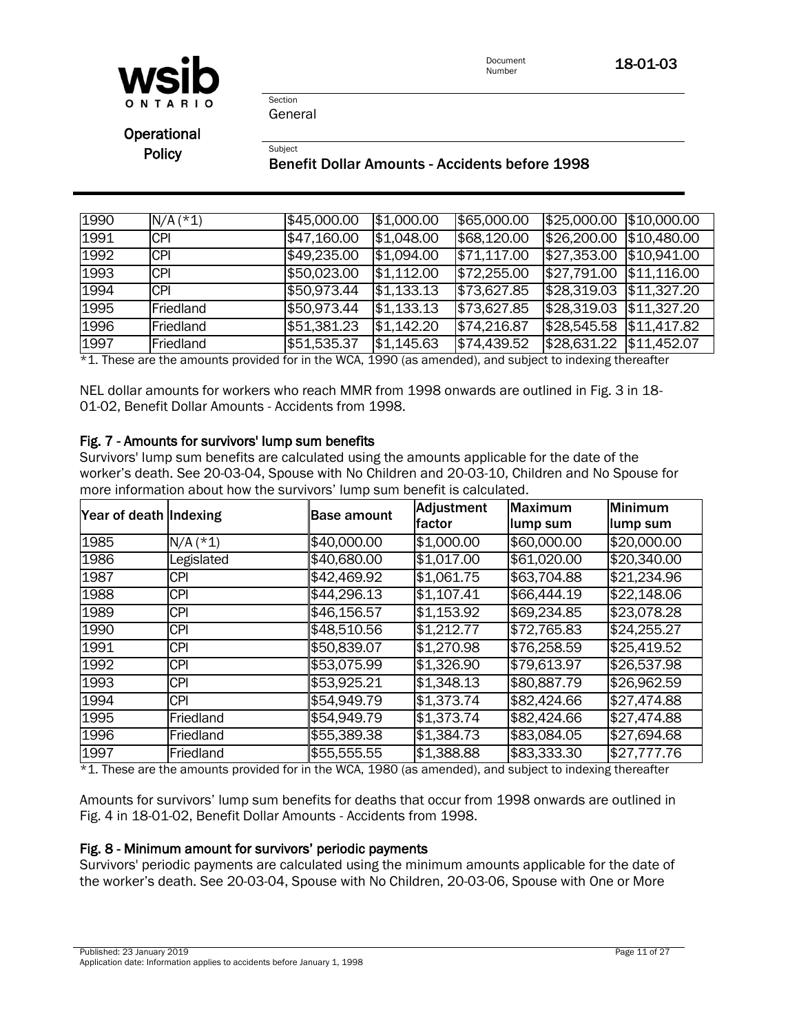| 1990 | N/A (*1) | $45,000.00 | $1,000.00 | $65,000.00 | $25,000.00 | $10,000.00 |
|---|---|---|---|---|---|---|
| 1991 | CPI | $47,160.00 | $1,048.00 | $68,120.00 | $26,200.00 | $10,480.00 |
| 1992 | CPI | $49,235.00 | $1,094.00 | $71,117.00 | $27,353.00 | $10,941.00 |
| 1993 | CPI | $50,023.00 | $1,112.00 | $72,255.00 | $27,791.00 | $11,116.00 |
| 1994 | CPI | $50,973.44 | $1,133.13 | $73,627.85 | $28,319.03 | $11,327.20 |
| 1995 | Friedland | $50,973.44 | $1,133.13 | $73,627.85 | $28,319.03 | $11,327.20 |
| 1996 | Friedland | $51,381.23 | $1,142.20 | $74,216.87 | $28,545.58 | $11,417.82 |
| 1997 | Friedland | $51,535.37 | $1,145.63 | $74,439.52 | $28,631.22 | $11,452.07 |

*1. These are the amounts provided for in the WCA, 1990 (as amended), and subject to indexing thereafter

NEL dollar amounts for workers who reach MMR from 1998 onwards are outlined in Fig. 3 in 18-01-02, Benefit Dollar Amounts - Accidents from 1998.

### Fig. 7 - Amounts for survivors' lump sum benefits

Survivors' lump sum benefits are calculated using the amounts applicable for the date of the worker's death. See 20-03-04, Spouse with No Children and 20-03-10, Children and No Spouse for more information about how the survivors' lump sum benefit is calculated.

| Year of death | Indexing | Base amount | Adjustment factor | Maximum lump sum | Minimum lump sum |
|---|---|---|---|---|---|
| 1985 | N/A (*1) | $40,000.00 | $1,000.00 | $60,000.00 | $20,000.00 |
| 1986 | Legislated | $40,680.00 | $1,017.00 | $61,020.00 | $20,340.00 |
| 1987 | CPI | $42,469.92 | $1,061.75 | $63,704.88 | $21,234.96 |
| 1988 | CPI | $44,296.13 | $1,107.41 | $66,444.19 | $22,148.06 |
| 1989 | CPI | $46,156.57 | $1,153.92 | $69,234.85 | $23,078.28 |
| 1990 | CPI | $48,510.56 | $1,212.77 | $72,765.83 | $24,255.27 |
| 1991 | CPI | $50,839.07 | $1,270.98 | $76,258.59 | $25,419.52 |
| 1992 | CPI | $53,075.99 | $1,326.90 | $79,613.97 | $26,537.98 |
| 1993 | CPI | $53,925.21 | $1,348.13 | $80,887.79 | $26,962.59 |
| 1994 | CPI | $54,949.79 | $1,373.74 | $82,424.66 | $27,474.88 |
| 1995 | Friedland | $54,949.79 | $1,373.74 | $82,424.66 | $27,474.88 |
| 1996 | Friedland | $55,389.38 | $1,384.73 | $83,084.05 | $27,694.68 |
| 1997 | Friedland | $55,555.55 | $1,388.88 | $83,333.30 | $27,777.76 |

*1. These are the amounts provided for in the WCA, 1980 (as amended), and subject to indexing thereafter

Amounts for survivors' lump sum benefits for deaths that occur from 1998 onwards are outlined in Fig. 4 in 18-01-02, Benefit Dollar Amounts - Accidents from 1998.

### Fig. 8 - Minimum amount for survivors' periodic payments

Survivors' periodic payments are calculated using the minimum amounts applicable for the date of the worker's death. See 20-03-04, Spouse with No Children, 20-03-06, Spouse with One or More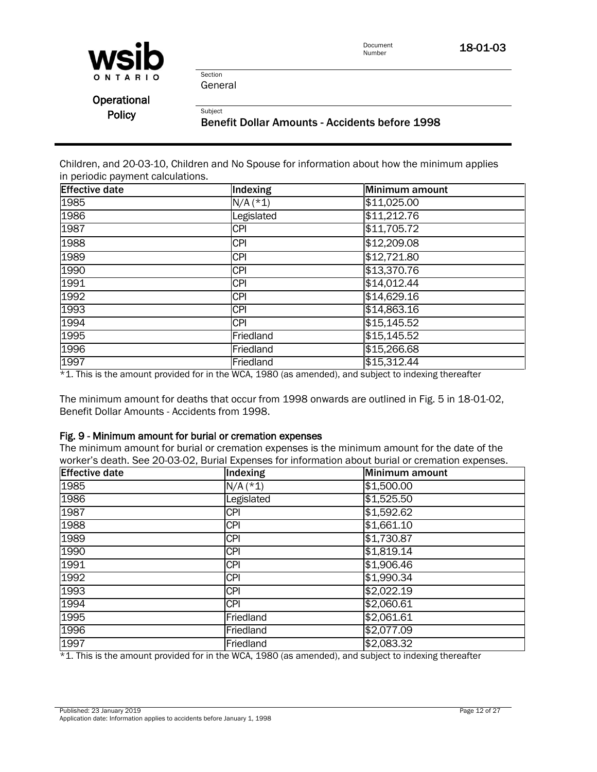Children, and 20-03-10, Children and No Spouse for information about how the minimum applies in periodic payment calculations.

| Effective date | Indexing | Minimum amount |
|---|---|---|
| 1985 | N/A (*1) | $11,025.00 |
| 1986 | Legislated | $11,212.76 |
| 1987 | CPI | $11,705.72 |
| 1988 | CPI | $12,209.08 |
| 1989 | CPI | $12,721.80 |
| 1990 | CPI | $13,370.76 |
| 1991 | CPI | $14,012.44 |
| 1992 | CPI | $14,629.16 |
| 1993 | CPI | $14,863.16 |
| 1994 | CPI | $15,145.52 |
| 1995 | Friedland | $15,145.52 |
| 1996 | Friedland | $15,266.68 |
| 1997 | Friedland | $15,312.44 |

*1. This is the amount provided for in the WCA, 1980 (as amended), and subject to indexing thereafter

The minimum amount for deaths that occur from 1998 onwards are outlined in Fig. 5 in 18-01-02, Benefit Dollar Amounts - Accidents from 1998.

#### Fig. 9 - Minimum amount for burial or cremation expenses

The minimum amount for burial or cremation expenses is the minimum amount for the date of the worker's death. See 20-03-02, Burial Expenses for information about burial or cremation expenses.

| Effective date | Indexing | Minimum amount |
|---|---|---|
| 1985 | N/A (*1) | $1,500.00 |
| 1986 | Legislated | $1,525.50 |
| 1987 | CPI | $1,592.62 |
| 1988 | CPI | $1,661.10 |
| 1989 | CPI | $1,730.87 |
| 1990 | CPI | $1,819.14 |
| 1991 | CPI | $1,906.46 |
| 1992 | CPI | $1,990.34 |
| 1993 | CPI | $2,022.19 |
| 1994 | CPI | $2,060.61 |
| 1995 | Friedland | $2,061.61 |
| 1996 | Friedland | $2,077.09 |
| 1997 | Friedland | $2,083.32 |

*1. This is the amount provided for in the WCA, 1980 (as amended), and subject to indexing thereafter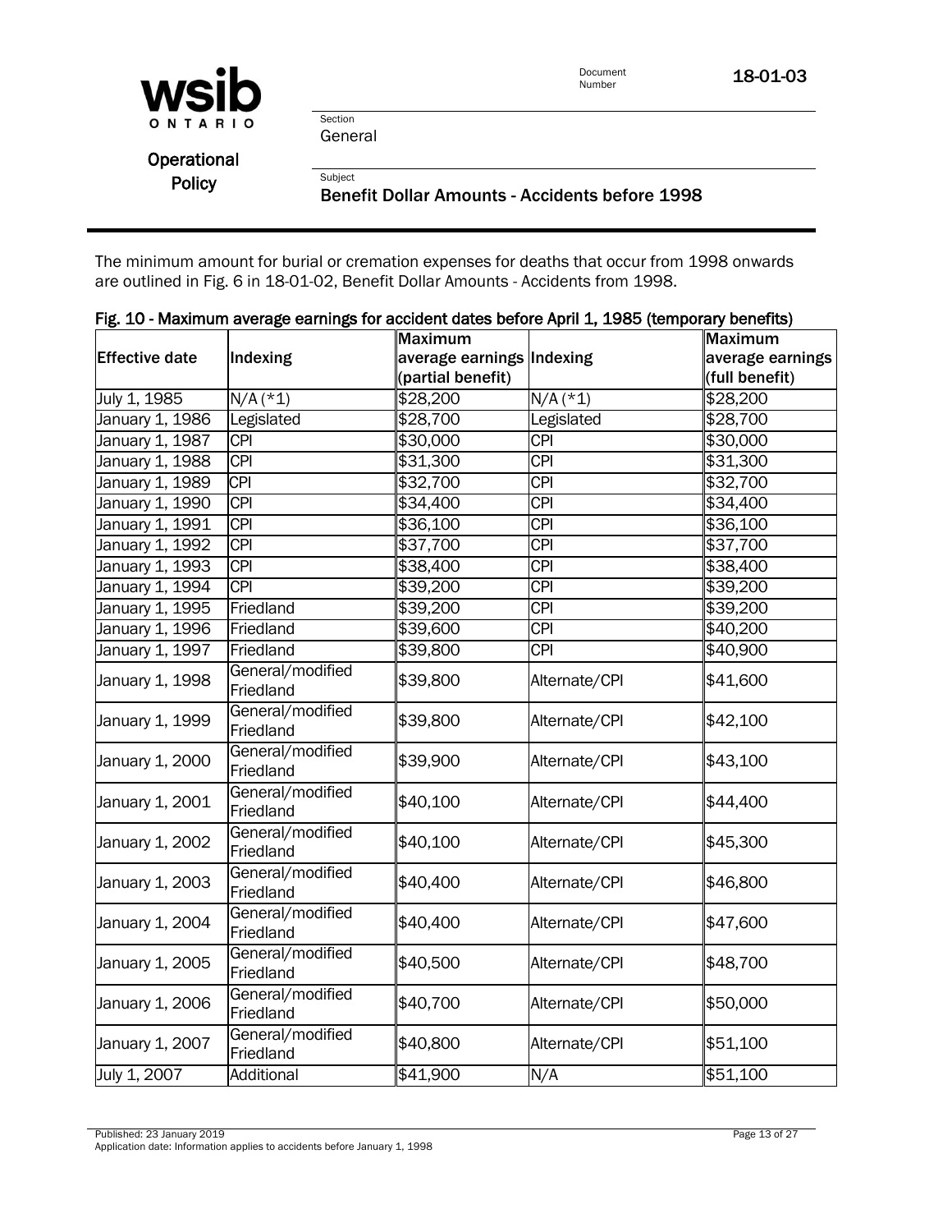The minimum amount for burial or cremation expenses for deaths that occur from 1998 onwards are outlined in Fig. 6 in 18-01-02, Benefit Dollar Amounts - Accidents from 1998.

**Fig. 10 - Maximum average earnings for accident dates before April 1, 1985 (temporary benefits)**

| Effective date | Indexing | Maximum average earnings (partial benefit) | Indexing | Maximum average earnings (full benefit) |
|---|---|---|---|---|
| July 1, 1985 | N/A (*1) | $28,200 | N/A (*1) | $28,200 |
| January 1, 1986 | Legislated | $28,700 | Legislated | $28,700 |
| January 1, 1987 | CPI | $30,000 | CPI | $30,000 |
| January 1, 1988 | CPI | $31,300 | CPI | $31,300 |
| January 1, 1989 | CPI | $32,700 | CPI | $32,700 |
| January 1, 1990 | CPI | $34,400 | CPI | $34,400 |
| January 1, 1991 | CPI | $36,100 | CPI | $36,100 |
| January 1, 1992 | CPI | $37,700 | CPI | $37,700 |
| January 1, 1993 | CPI | $38,400 | CPI | $38,400 |
| January 1, 1994 | CPI | $39,200 | CPI | $39,200 |
| January 1, 1995 | Friedland | $39,200 | CPI | $39,200 |
| January 1, 1996 | Friedland | $39,600 | CPI | $40,200 |
| January 1, 1997 | Friedland | $39,800 | CPI | $40,900 |
| January 1, 1998 | General/modified Friedland | $39,800 | Alternate/CPI | $41,600 |
| January 1, 1999 | General/modified Friedland | $39,800 | Alternate/CPI | $42,100 |
| January 1, 2000 | General/modified Friedland | $39,900 | Alternate/CPI | $43,100 |
| January 1, 2001 | General/modified Friedland | $40,100 | Alternate/CPI | $44,400 |
| January 1, 2002 | General/modified Friedland | $40,100 | Alternate/CPI | $45,300 |
| January 1, 2003 | General/modified Friedland | $40,400 | Alternate/CPI | $46,800 |
| January 1, 2004 | General/modified Friedland | $40,400 | Alternate/CPI | $47,600 |
| January 1, 2005 | General/modified Friedland | $40,500 | Alternate/CPI | $48,700 |
| January 1, 2006 | General/modified Friedland | $40,700 | Alternate/CPI | $50,000 |
| January 1, 2007 | General/modified Friedland | $40,800 | Alternate/CPI | $51,100 |
| July 1, 2007 | Additional | $41,900 | N/A | $51,100 |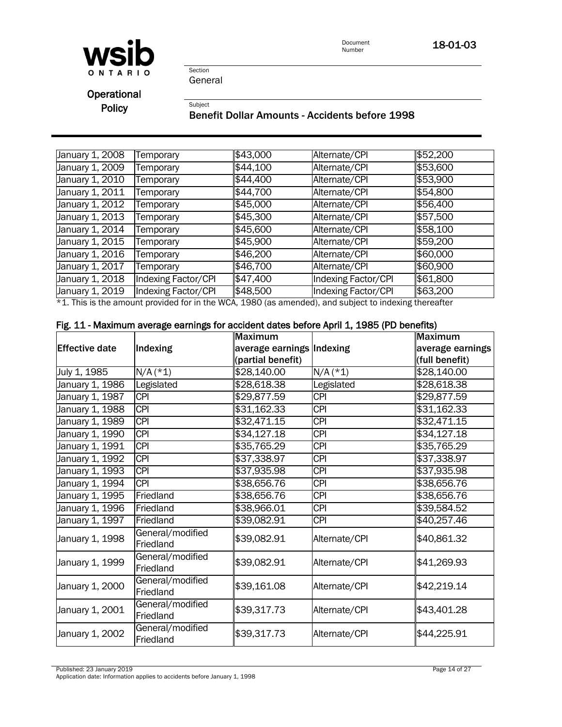| January 1, 2008 | Temporary | $43,000 | Alternate/CPI | $52,200 |
|---|---|---|---|---|
| January 1, 2009 | Temporary | $44,100 | Alternate/CPI | $53,600 |
| January 1, 2010 | Temporary | $44,400 | Alternate/CPI | $53,900 |
| January 1, 2011 | Temporary | $44,700 | Alternate/CPI | $54,800 |
| January 1, 2012 | Temporary | $45,000 | Alternate/CPI | $56,400 |
| January 1, 2013 | Temporary | $45,300 | Alternate/CPI | $57,500 |
| January 1, 2014 | Temporary | $45,600 | Alternate/CPI | $58,100 |
| January 1, 2015 | Temporary | $45,900 | Alternate/CPI | $59,200 |
| January 1, 2016 | Temporary | $46,200 | Alternate/CPI | $60,000 |
| January 1, 2017 | Temporary | $46,700 | Alternate/CPI | $60,900 |
| January 1, 2018 | Indexing Factor/CPI | $47,400 | Indexing Factor/CPI | $61,800 |
| January 1, 2019 | Indexing Factor/CPI | $48,500 | Indexing Factor/CPI | $63,200 |

*1. This is the amount provided for in the WCA, 1980 (as amended), and subject to indexing thereafter

### Fig. 11 - Maximum average earnings for accident dates before April 1, 1985 (PD benefits)

| Effective date | Indexing | Maximum average earnings (partial benefit) | Indexing | Maximum average earnings (full benefit) |
|---|---|---|---|---|
| July 1, 1985 | N/A (*1) | $28,140.00 | N/A (*1) | $28,140.00 |
| January 1, 1986 | Legislated | $28,618.38 | Legislated | $28,618.38 |
| January 1, 1987 | CPI | $29,877.59 | CPI | $29,877.59 |
| January 1, 1988 | CPI | $31,162.33 | CPI | $31,162.33 |
| January 1, 1989 | CPI | $32,471.15 | CPI | $32,471.15 |
| January 1, 1990 | CPI | $34,127.18 | CPI | $34,127.18 |
| January 1, 1991 | CPI | $35,765.29 | CPI | $35,765.29 |
| January 1, 1992 | CPI | $37,338.97 | CPI | $37,338.97 |
| January 1, 1993 | CPI | $37,935.98 | CPI | $37,935.98 |
| January 1, 1994 | CPI | $38,656.76 | CPI | $38,656.76 |
| January 1, 1995 | Friedland | $38,656.76 | CPI | $38,656.76 |
| January 1, 1996 | Friedland | $38,966.01 | CPI | $39,584.52 |
| January 1, 1997 | Friedland | $39,082.91 | CPI | $40,257.46 |
| January 1, 1998 | General/modified Friedland | $39,082.91 | Alternate/CPI | $40,861.32 |
| January 1, 1999 | General/modified Friedland | $39,082.91 | Alternate/CPI | $41,269.93 |
| January 1, 2000 | General/modified Friedland | $39,161.08 | Alternate/CPI | $42,219.14 |
| January 1, 2001 | General/modified Friedland | $39,317.73 | Alternate/CPI | $43,401.28 |
| January 1, 2002 | General/modified Friedland | $39,317.73 | Alternate/CPI | $44,225.91 |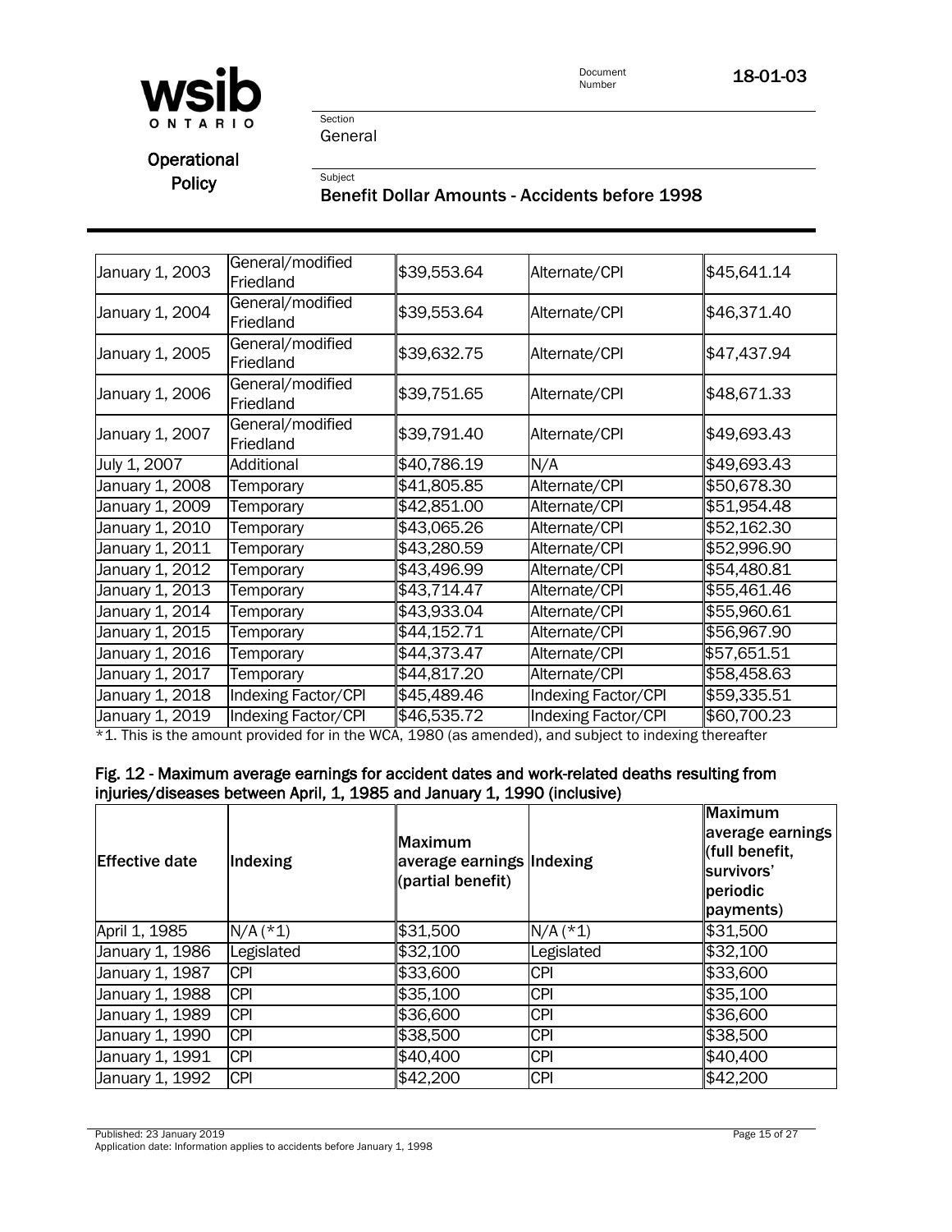| January 1, 2003 | General/modified Friedland | $39,553.64 | Alternate/CPI | $45,641.14 |
|---|---|---|---|---|
| January 1, 2004 | General/modified Friedland | $39,553.64 | Alternate/CPI | $46,371.40 |
| January 1, 2005 | General/modified Friedland | $39,632.75 | Alternate/CPI | $47,437.94 |
| January 1, 2006 | General/modified Friedland | $39,751.65 | Alternate/CPI | $48,671.33 |
| January 1, 2007 | General/modified Friedland | $39,791.40 | Alternate/CPI | $49,693.43 |
| July 1, 2007 | Additional | $40,786.19 | N/A | $49,693.43 |
| January 1, 2008 | Temporary | $41,805.85 | Alternate/CPI | $50,678.30 |
| January 1, 2009 | Temporary | $42,851.00 | Alternate/CPI | $51,954.48 |
| January 1, 2010 | Temporary | $43,065.26 | Alternate/CPI | $52,162.30 |
| January 1, 2011 | Temporary | $43,280.59 | Alternate/CPI | $52,996.90 |
| January 1, 2012 | Temporary | $43,496.99 | Alternate/CPI | $54,480.81 |
| January 1, 2013 | Temporary | $43,714.47 | Alternate/CPI | $55,461.46 |
| January 1, 2014 | Temporary | $43,933.04 | Alternate/CPI | $55,960.61 |
| January 1, 2015 | Temporary | $44,152.71 | Alternate/CPI | $56,967.90 |
| January 1, 2016 | Temporary | $44,373.47 | Alternate/CPI | $57,651.51 |
| January 1, 2017 | Temporary | $44,817.20 | Alternate/CPI | $58,458.63 |
| January 1, 2018 | Indexing Factor/CPI | $45,489.46 | Indexing Factor/CPI | $59,335.51 |
| January 1, 2019 | Indexing Factor/CPI | $46,535.72 | Indexing Factor/CPI | $60,700.23 |

*1. This is the amount provided for in the WCA, 1980 (as amended), and subject to indexing thereafter

**Fig. 12 - Maximum average earnings for accident dates and work-related deaths resulting from injuries/diseases between April, 1, 1985 and January 1, 1990 (inclusive)**

| Effective date | Indexing | Maximum average earnings (partial benefit) | Indexing | Maximum average earnings (full benefit, survivors' periodic payments) |
|---|---|---|---|---|
| April 1, 1985 | N/A (*1) | $31,500 | N/A (*1) | $31,500 |
| January 1, 1986 | Legislated | $32,100 | Legislated | $32,100 |
| January 1, 1987 | CPI | $33,600 | CPI | $33,600 |
| January 1, 1988 | CPI | $35,100 | CPI | $35,100 |
| January 1, 1989 | CPI | $36,600 | CPI | $36,600 |
| January 1, 1990 | CPI | $38,500 | CPI | $38,500 |
| January 1, 1991 | CPI | $40,400 | CPI | $40,400 |
| January 1, 1992 | CPI | $42,200 | CPI | $42,200 |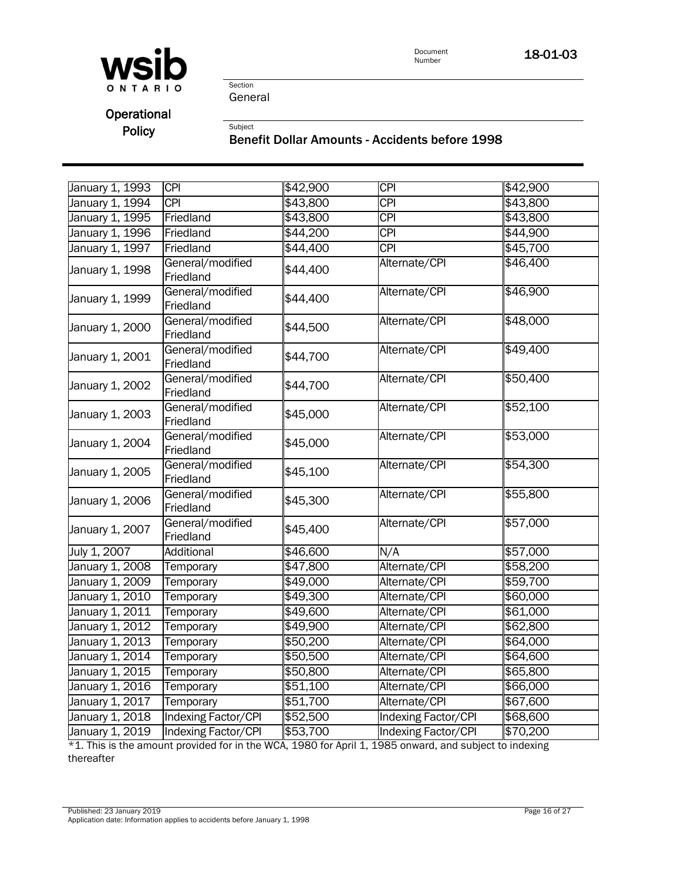| | | | | |
|---|---|---|---|---|
| January 1, 1993 | CPI | $42,900 | CPI | $42,900 |
| January 1, 1994 | CPI | $43,800 | CPI | $43,800 |
| January 1, 1995 | Friedland | $43,800 | CPI | $43,800 |
| January 1, 1996 | Friedland | $44,200 | CPI | $44,900 |
| January 1, 1997 | Friedland | $44,400 | CPI | $45,700 |
| January 1, 1998 | General/modified Friedland | $44,400 | Alternate/CPI | $46,400 |
| January 1, 1999 | General/modified Friedland | $44,400 | Alternate/CPI | $46,900 |
| January 1, 2000 | General/modified Friedland | $44,500 | Alternate/CPI | $48,000 |
| January 1, 2001 | General/modified Friedland | $44,700 | Alternate/CPI | $49,400 |
| January 1, 2002 | General/modified Friedland | $44,700 | Alternate/CPI | $50,400 |
| January 1, 2003 | General/modified Friedland | $45,000 | Alternate/CPI | $52,100 |
| January 1, 2004 | General/modified Friedland | $45,000 | Alternate/CPI | $53,000 |
| January 1, 2005 | General/modified Friedland | $45,100 | Alternate/CPI | $54,300 |
| January 1, 2006 | General/modified Friedland | $45,300 | Alternate/CPI | $55,800 |
| January 1, 2007 | General/modified Friedland | $45,400 | Alternate/CPI | $57,000 |
| July 1, 2007 | Additional | $46,600 | N/A | $57,000 |
| January 1, 2008 | Temporary | $47,800 | Alternate/CPI | $58,200 |
| January 1, 2009 | Temporary | $49,000 | Alternate/CPI | $59,700 |
| January 1, 2010 | Temporary | $49,300 | Alternate/CPI | $60,000 |
| January 1, 2011 | Temporary | $49,600 | Alternate/CPI | $61,000 |
| January 1, 2012 | Temporary | $49,900 | Alternate/CPI | $62,800 |
| January 1, 2013 | Temporary | $50,200 | Alternate/CPI | $64,000 |
| January 1, 2014 | Temporary | $50,500 | Alternate/CPI | $64,600 |
| January 1, 2015 | Temporary | $50,800 | Alternate/CPI | $65,800 |
| January 1, 2016 | Temporary | $51,100 | Alternate/CPI | $66,000 |
| January 1, 2017 | Temporary | $51,700 | Alternate/CPI | $67,600 |
| January 1, 2018 | Indexing Factor/CPI | $52,500 | Indexing Factor/CPI | $68,600 |
| January 1, 2019 | Indexing Factor/CPI | $53,700 | Indexing Factor/CPI | $70,200 |

*1. This is the amount provided for in the WCA, 1980 for April 1, 1985 onward, and subject to indexing thereafter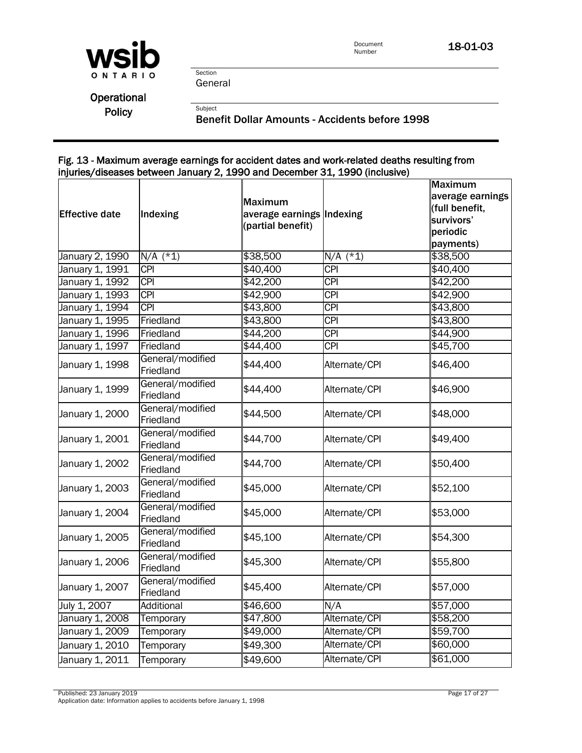### Fig. 13 - Maximum average earnings for accident dates and work-related deaths resulting from injuries/diseases between January 2, 1990 and December 31, 1990 (inclusive)

| Effective date | Indexing | Maximum average earnings (partial benefit) | Indexing | Maximum average earnings (full benefit, survivors' periodic payments) |
|---|---|---|---|---|
| January 2, 1990 | N/A (*1) | $38,500 | N/A (*1) | $38,500 |
| January 1, 1991 | CPI | $40,400 | CPI | $40,400 |
| January 1, 1992 | CPI | $42,200 | CPI | $42,200 |
| January 1, 1993 | CPI | $42,900 | CPI | $42,900 |
| January 1, 1994 | CPI | $43,800 | CPI | $43,800 |
| January 1, 1995 | Friedland | $43,800 | CPI | $43,800 |
| January 1, 1996 | Friedland | $44,200 | CPI | $44,900 |
| January 1, 1997 | Friedland | $44,400 | CPI | $45,700 |
| January 1, 1998 | General/modified Friedland | $44,400 | Alternate/CPI | $46,400 |
| January 1, 1999 | General/modified Friedland | $44,400 | Alternate/CPI | $46,900 |
| January 1, 2000 | General/modified Friedland | $44,500 | Alternate/CPI | $48,000 |
| January 1, 2001 | General/modified Friedland | $44,700 | Alternate/CPI | $49,400 |
| January 1, 2002 | General/modified Friedland | $44,700 | Alternate/CPI | $50,400 |
| January 1, 2003 | General/modified Friedland | $45,000 | Alternate/CPI | $52,100 |
| January 1, 2004 | General/modified Friedland | $45,000 | Alternate/CPI | $53,000 |
| January 1, 2005 | General/modified Friedland | $45,100 | Alternate/CPI | $54,300 |
| January 1, 2006 | General/modified Friedland | $45,300 | Alternate/CPI | $55,800 |
| January 1, 2007 | General/modified Friedland | $45,400 | Alternate/CPI | $57,000 |
| July 1, 2007 | Additional | $46,600 | N/A | $57,000 |
| January 1, 2008 | Temporary | $47,800 | Alternate/CPI | $58,200 |
| January 1, 2009 | Temporary | $49,000 | Alternate/CPI | $59,700 |
| January 1, 2010 | Temporary | $49,300 | Alternate/CPI | $60,000 |
| January 1, 2011 | Temporary | $49,600 | Alternate/CPI | $61,000 |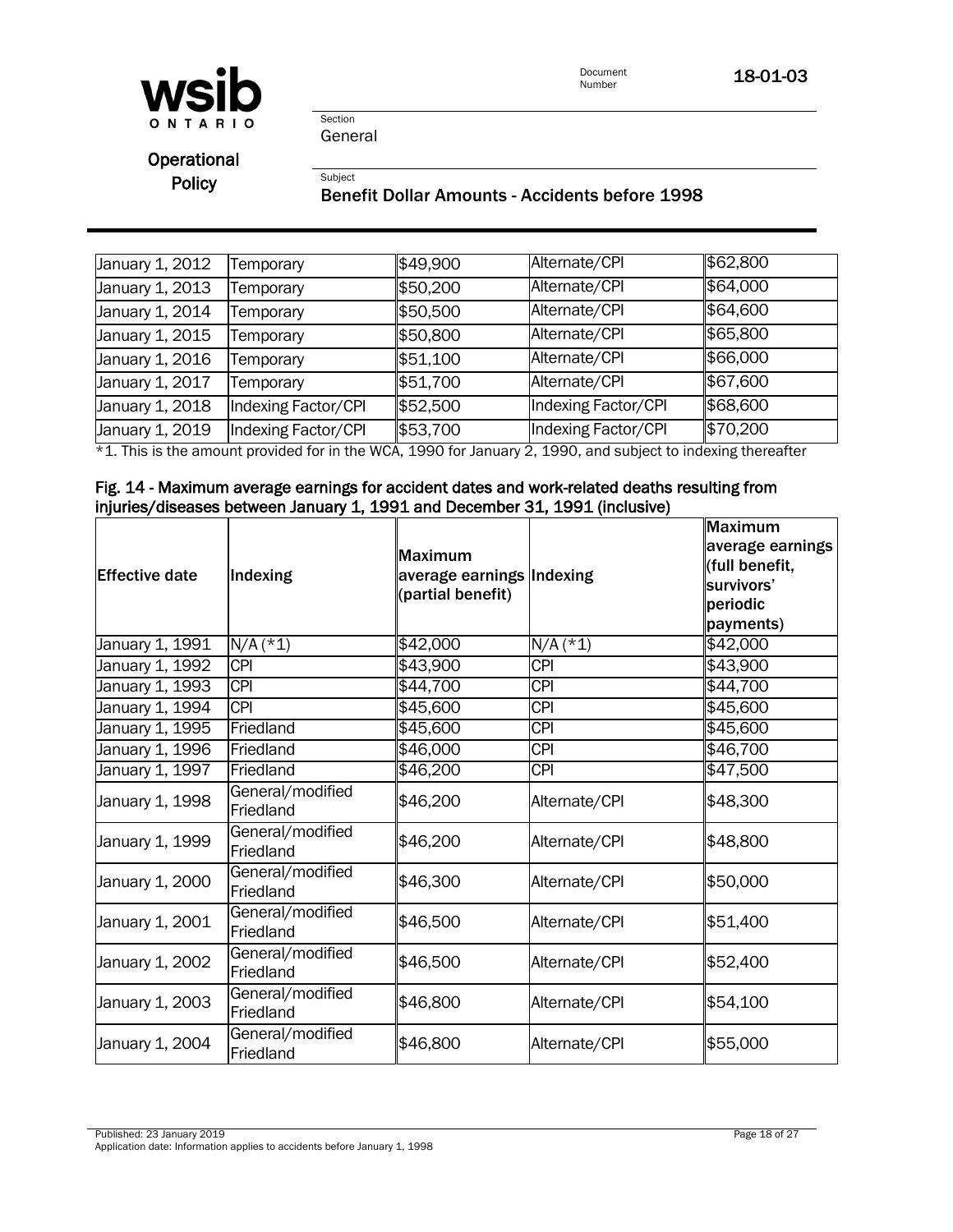| January 1, 2012 | Temporary | $49,900 | Alternate/CPI | $62,800 |
|---|---|---|---|---|
| January 1, 2013 | Temporary | $50,200 | Alternate/CPI | $64,000 |
| January 1, 2014 | Temporary | $50,500 | Alternate/CPI | $64,600 |
| January 1, 2015 | Temporary | $50,800 | Alternate/CPI | $65,800 |
| January 1, 2016 | Temporary | $51,100 | Alternate/CPI | $66,000 |
| January 1, 2017 | Temporary | $51,700 | Alternate/CPI | $67,600 |
| January 1, 2018 | Indexing Factor/CPI | $52,500 | Indexing Factor/CPI | $68,600 |
| January 1, 2019 | Indexing Factor/CPI | $53,700 | Indexing Factor/CPI | $70,200 |

*1. This is the amount provided for in the WCA, 1990 for January 2, 1990, and subject to indexing thereafter

**Fig. 14 - Maximum average earnings for accident dates and work-related deaths resulting from injuries/diseases between January 1, 1991 and December 31, 1991 (inclusive)**

| Effective date | Indexing | Maximum average earnings (partial benefit) | Indexing | Maximum average earnings (full benefit, survivors' periodic payments) |
|---|---|---|---|---|
| January 1, 1991 | N/A (*1) | $42,000 | N/A (*1) | $42,000 |
| January 1, 1992 | CPI | $43,900 | CPI | $43,900 |
| January 1, 1993 | CPI | $44,700 | CPI | $44,700 |
| January 1, 1994 | CPI | $45,600 | CPI | $45,600 |
| January 1, 1995 | Friedland | $45,600 | CPI | $45,600 |
| January 1, 1996 | Friedland | $46,000 | CPI | $46,700 |
| January 1, 1997 | Friedland | $46,200 | CPI | $47,500 |
| January 1, 1998 | General/modified Friedland | $46,200 | Alternate/CPI | $48,300 |
| January 1, 1999 | General/modified Friedland | $46,200 | Alternate/CPI | $48,800 |
| January 1, 2000 | General/modified Friedland | $46,300 | Alternate/CPI | $50,000 |
| January 1, 2001 | General/modified Friedland | $46,500 | Alternate/CPI | $51,400 |
| January 1, 2002 | General/modified Friedland | $46,500 | Alternate/CPI | $52,400 |
| January 1, 2003 | General/modified Friedland | $46,800 | Alternate/CPI | $54,100 |
| January 1, 2004 | General/modified Friedland | $46,800 | Alternate/CPI | $55,000 |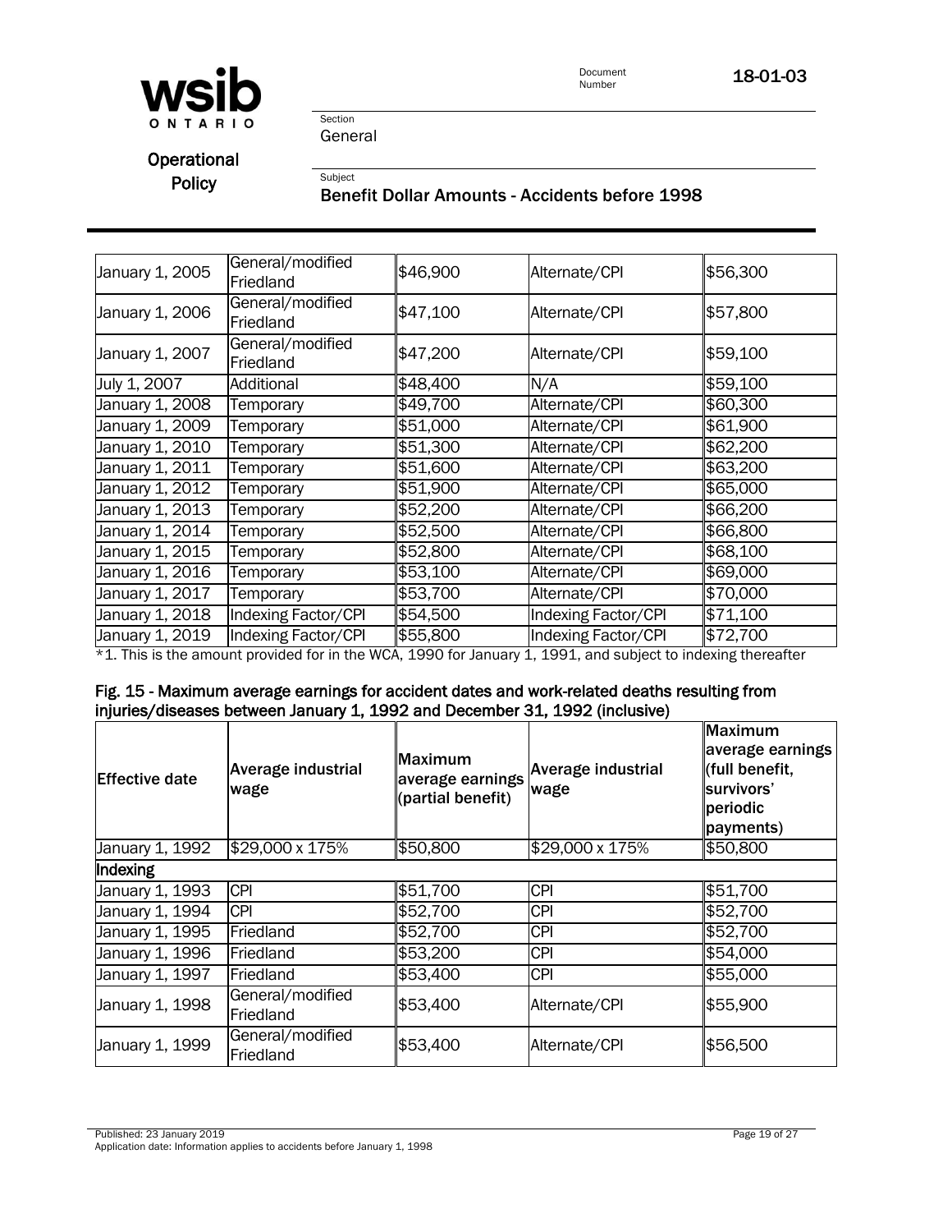| | | | | |
|---|---|---|---|---|
| January 1, 2005 | General/modified Friedland | $46,900 | Alternate/CPI | $56,300 |
| January 1, 2006 | General/modified Friedland | $47,100 | Alternate/CPI | $57,800 |
| January 1, 2007 | General/modified Friedland | $47,200 | Alternate/CPI | $59,100 |
| July 1, 2007 | Additional | $48,400 | N/A | $59,100 |
| January 1, 2008 | Temporary | $49,700 | Alternate/CPI | $60,300 |
| January 1, 2009 | Temporary | $51,000 | Alternate/CPI | $61,900 |
| January 1, 2010 | Temporary | $51,300 | Alternate/CPI | $62,200 |
| January 1, 2011 | Temporary | $51,600 | Alternate/CPI | $63,200 |
| January 1, 2012 | Temporary | $51,900 | Alternate/CPI | $65,000 |
| January 1, 2013 | Temporary | $52,200 | Alternate/CPI | $66,200 |
| January 1, 2014 | Temporary | $52,500 | Alternate/CPI | $66,800 |
| January 1, 2015 | Temporary | $52,800 | Alternate/CPI | $68,100 |
| January 1, 2016 | Temporary | $53,100 | Alternate/CPI | $69,000 |
| January 1, 2017 | Temporary | $53,700 | Alternate/CPI | $70,000 |
| January 1, 2018 | Indexing Factor/CPI | $54,500 | Indexing Factor/CPI | $71,100 |
| January 1, 2019 | Indexing Factor/CPI | $55,800 | Indexing Factor/CPI | $72,700 |

*1. This is the amount provided for in the WCA, 1990 for January 1, 1991, and subject to indexing thereafter

**Fig. 15 - Maximum average earnings for accident dates and work-related deaths resulting from injuries/diseases between January 1, 1992 and December 31, 1992 (inclusive)**

| Effective date | Average industrial wage | Maximum average earnings (partial benefit) | Average industrial wage | Maximum average earnings (full benefit, survivors' periodic payments) |
|---|---|---|---|---|
| January 1, 1992 | $29,000 x 175% | $50,800 | $29,000 x 175% | $50,800 |
| **Indexing** | | | | |
| January 1, 1993 | CPI | $51,700 | CPI | $51,700 |
| January 1, 1994 | CPI | $52,700 | CPI | $52,700 |
| January 1, 1995 | Friedland | $52,700 | CPI | $52,700 |
| January 1, 1996 | Friedland | $53,200 | CPI | $54,000 |
| January 1, 1997 | Friedland | $53,400 | CPI | $55,000 |
| January 1, 1998 | General/modified Friedland | $53,400 | Alternate/CPI | $55,900 |
| January 1, 1999 | General/modified Friedland | $53,400 | Alternate/CPI | $56,500 |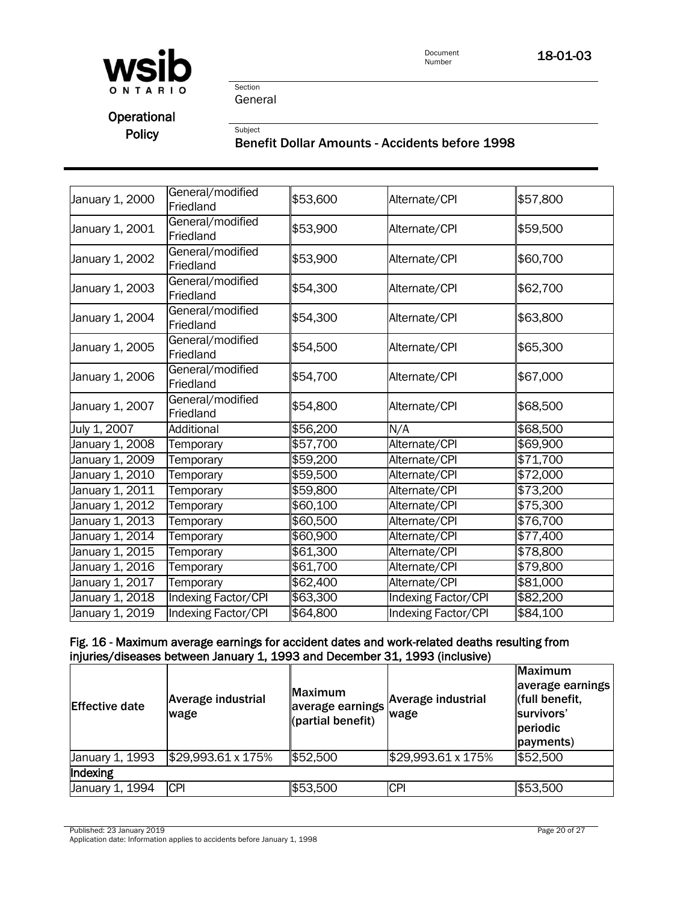| | | | | |
|---|---|---|---|---|
| January 1, 2000 | General/modified Friedland | $53,600 | Alternate/CPI | $57,800 |
| January 1, 2001 | General/modified Friedland | $53,900 | Alternate/CPI | $59,500 |
| January 1, 2002 | General/modified Friedland | $53,900 | Alternate/CPI | $60,700 |
| January 1, 2003 | General/modified Friedland | $54,300 | Alternate/CPI | $62,700 |
| January 1, 2004 | General/modified Friedland | $54,300 | Alternate/CPI | $63,800 |
| January 1, 2005 | General/modified Friedland | $54,500 | Alternate/CPI | $65,300 |
| January 1, 2006 | General/modified Friedland | $54,700 | Alternate/CPI | $67,000 |
| January 1, 2007 | General/modified Friedland | $54,800 | Alternate/CPI | $68,500 |
| July 1, 2007 | Additional | $56,200 | N/A | $68,500 |
| January 1, 2008 | Temporary | $57,700 | Alternate/CPI | $69,900 |
| January 1, 2009 | Temporary | $59,200 | Alternate/CPI | $71,700 |
| January 1, 2010 | Temporary | $59,500 | Alternate/CPI | $72,000 |
| January 1, 2011 | Temporary | $59,800 | Alternate/CPI | $73,200 |
| January 1, 2012 | Temporary | $60,100 | Alternate/CPI | $75,300 |
| January 1, 2013 | Temporary | $60,500 | Alternate/CPI | $76,700 |
| January 1, 2014 | Temporary | $60,900 | Alternate/CPI | $77,400 |
| January 1, 2015 | Temporary | $61,300 | Alternate/CPI | $78,800 |
| January 1, 2016 | Temporary | $61,700 | Alternate/CPI | $79,800 |
| January 1, 2017 | Temporary | $62,400 | Alternate/CPI | $81,000 |
| January 1, 2018 | Indexing Factor/CPI | $63,300 | Indexing Factor/CPI | $82,200 |
| January 1, 2019 | Indexing Factor/CPI | $64,800 | Indexing Factor/CPI | $84,100 |

#### Fig. 16 - Maximum average earnings for accident dates and work-related deaths resulting from injuries/diseases between January 1, 1993 and December 31, 1993 (inclusive)

| Effective date | Average industrial wage | Maximum average earnings (partial benefit) | Average industrial wage | Maximum average earnings (full benefit, survivors' periodic payments) |
|---|---|---|---|---|
| January 1, 1993 | $29,993.61 x 175% | $52,500 | $29,993.61 x 175% | $52,500 |
| **Indexing** | | | | |
| January 1, 1994 | CPI | $53,500 | CPI | $53,500 |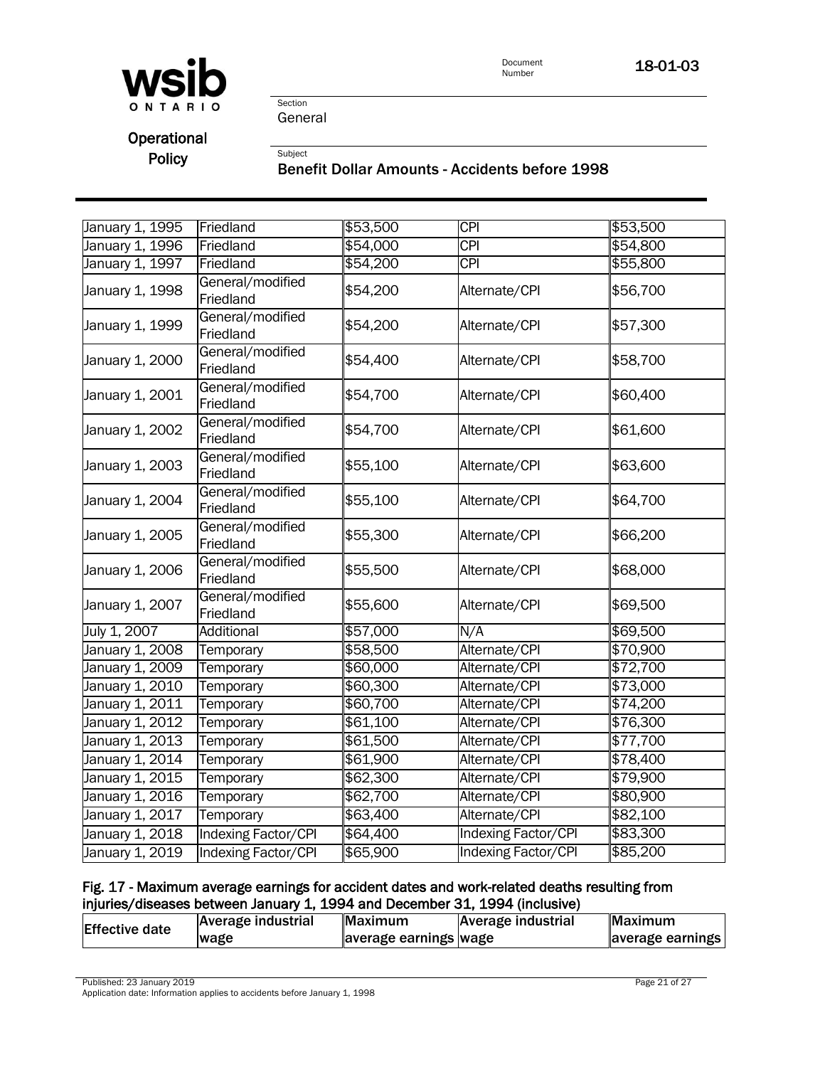| | | | | |
|---|---|---|---|---|
| January 1, 1995 | Friedland | $53,500 | CPI | $53,500 |
| January 1, 1996 | Friedland | $54,000 | CPI | $54,800 |
| January 1, 1997 | Friedland | $54,200 | CPI | $55,800 |
| January 1, 1998 | General/modified Friedland | $54,200 | Alternate/CPI | $56,700 |
| January 1, 1999 | General/modified Friedland | $54,200 | Alternate/CPI | $57,300 |
| January 1, 2000 | General/modified Friedland | $54,400 | Alternate/CPI | $58,700 |
| January 1, 2001 | General/modified Friedland | $54,700 | Alternate/CPI | $60,400 |
| January 1, 2002 | General/modified Friedland | $54,700 | Alternate/CPI | $61,600 |
| January 1, 2003 | General/modified Friedland | $55,100 | Alternate/CPI | $63,600 |
| January 1, 2004 | General/modified Friedland | $55,100 | Alternate/CPI | $64,700 |
| January 1, 2005 | General/modified Friedland | $55,300 | Alternate/CPI | $66,200 |
| January 1, 2006 | General/modified Friedland | $55,500 | Alternate/CPI | $68,000 |
| January 1, 2007 | General/modified Friedland | $55,600 | Alternate/CPI | $69,500 |
| July 1, 2007 | Additional | $57,000 | N/A | $69,500 |
| January 1, 2008 | Temporary | $58,500 | Alternate/CPI | $70,900 |
| January 1, 2009 | Temporary | $60,000 | Alternate/CPI | $72,700 |
| January 1, 2010 | Temporary | $60,300 | Alternate/CPI | $73,000 |
| January 1, 2011 | Temporary | $60,700 | Alternate/CPI | $74,200 |
| January 1, 2012 | Temporary | $61,100 | Alternate/CPI | $76,300 |
| January 1, 2013 | Temporary | $61,500 | Alternate/CPI | $77,700 |
| January 1, 2014 | Temporary | $61,900 | Alternate/CPI | $78,400 |
| January 1, 2015 | Temporary | $62,300 | Alternate/CPI | $79,900 |
| January 1, 2016 | Temporary | $62,700 | Alternate/CPI | $80,900 |
| January 1, 2017 | Temporary | $63,400 | Alternate/CPI | $82,100 |
| January 1, 2018 | Indexing Factor/CPI | $64,400 | Indexing Factor/CPI | $83,300 |
| January 1, 2019 | Indexing Factor/CPI | $65,900 | Indexing Factor/CPI | $85,200 |

**Fig. 17 - Maximum average earnings for accident dates and work-related deaths resulting from injuries/diseases between January 1, 1994 and December 31, 1994 (inclusive)**

| Effective date | Average industrial wage | Maximum average earnings | Average industrial wage | Maximum average earnings |
|---|---|---|---|---|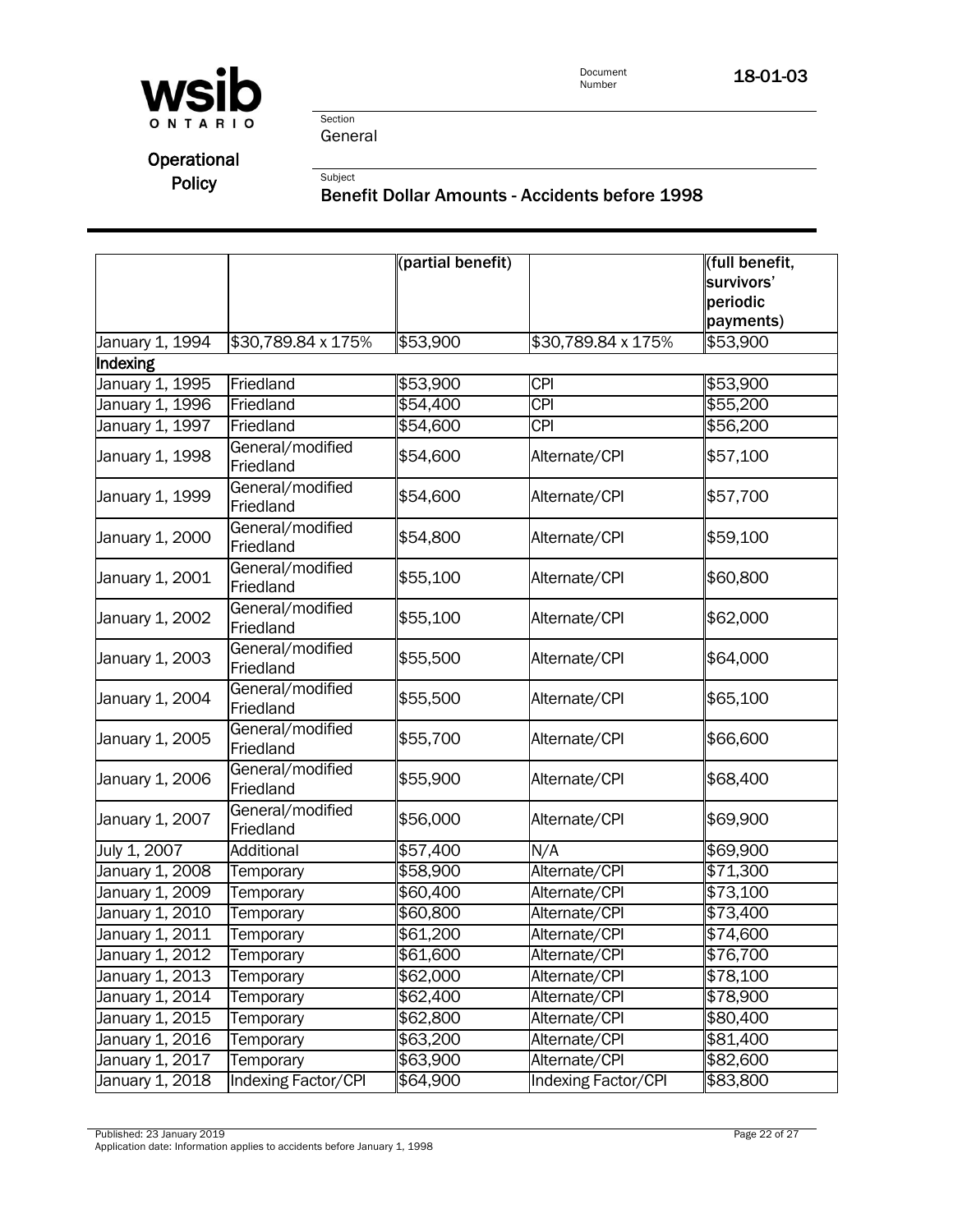| | | (partial benefit) | | (full benefit, survivors' periodic payments) |
|---|---|---|---|---|
| January 1, 1994 | \$30,789.84 x 175% | \$53,900 | \$30,789.84 x 175% | \$53,900 |
| **Indexing** | | | | |
| January 1, 1995 | Friedland | \$53,900 | CPI | \$53,900 |
| January 1, 1996 | Friedland | \$54,400 | CPI | \$55,200 |
| January 1, 1997 | Friedland | \$54,600 | CPI | \$56,200 |
| January 1, 1998 | General/modified Friedland | \$54,600 | Alternate/CPI | \$57,100 |
| January 1, 1999 | General/modified Friedland | \$54,600 | Alternate/CPI | \$57,700 |
| January 1, 2000 | General/modified Friedland | \$54,800 | Alternate/CPI | \$59,100 |
| January 1, 2001 | General/modified Friedland | \$55,100 | Alternate/CPI | \$60,800 |
| January 1, 2002 | General/modified Friedland | \$55,100 | Alternate/CPI | \$62,000 |
| January 1, 2003 | General/modified Friedland | \$55,500 | Alternate/CPI | \$64,000 |
| January 1, 2004 | General/modified Friedland | \$55,500 | Alternate/CPI | \$65,100 |
| January 1, 2005 | General/modified Friedland | \$55,700 | Alternate/CPI | \$66,600 |
| January 1, 2006 | General/modified Friedland | \$55,900 | Alternate/CPI | \$68,400 |
| January 1, 2007 | General/modified Friedland | \$56,000 | Alternate/CPI | \$69,900 |
| July 1, 2007 | Additional | \$57,400 | N/A | \$69,900 |
| January 1, 2008 | Temporary | \$58,900 | Alternate/CPI | \$71,300 |
| January 1, 2009 | Temporary | \$60,400 | Alternate/CPI | \$73,100 |
| January 1, 2010 | Temporary | \$60,800 | Alternate/CPI | \$73,400 |
| January 1, 2011 | Temporary | \$61,200 | Alternate/CPI | \$74,600 |
| January 1, 2012 | Temporary | \$61,600 | Alternate/CPI | \$76,700 |
| January 1, 2013 | Temporary | \$62,000 | Alternate/CPI | \$78,100 |
| January 1, 2014 | Temporary | \$62,400 | Alternate/CPI | \$78,900 |
| January 1, 2015 | Temporary | \$62,800 | Alternate/CPI | \$80,400 |
| January 1, 2016 | Temporary | \$63,200 | Alternate/CPI | \$81,400 |
| January 1, 2017 | Temporary | \$63,900 | Alternate/CPI | \$82,600 |
| January 1, 2018 | Indexing Factor/CPI | \$64,900 | Indexing Factor/CPI | \$83,800 |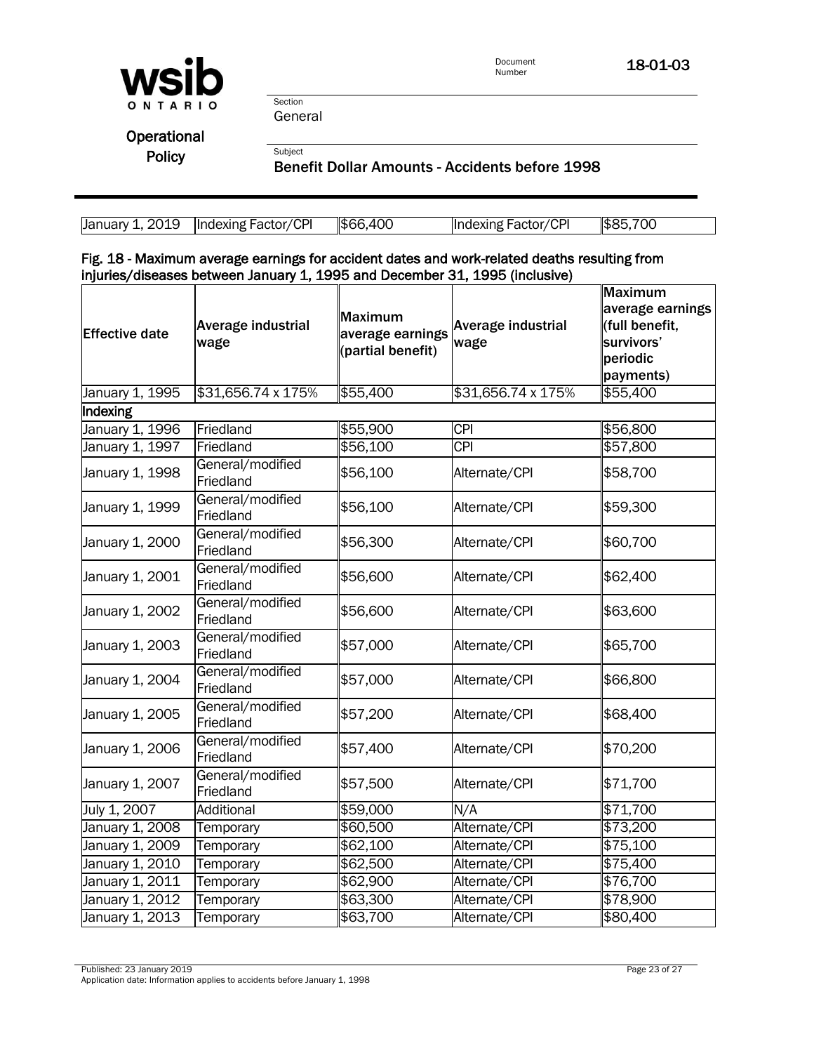| January 1, 2019 | Indexing Factor/CPI | $66,400 | Indexing Factor/CPI | $85,700 |
|---|---|---|---|---|

#### Fig. 18 - Maximum average earnings for accident dates and work-related deaths resulting from injuries/diseases between January 1, 1995 and December 31, 1995 (inclusive)

| Effective date | Average industrial wage | Maximum average earnings (partial benefit) | Average industrial wage | Maximum average earnings (full benefit, survivors' periodic payments) |
|---|---|---|---|---|
| January 1, 1995 | $31,656.74 x 175% | $55,400 | $31,656.74 x 175% | $55,400 |
| **Indexing** | | | | |
| January 1, 1996 | Friedland | $55,900 | CPI | $56,800 |
| January 1, 1997 | Friedland | $56,100 | CPI | $57,800 |
| January 1, 1998 | General/modified Friedland | $56,100 | Alternate/CPI | $58,700 |
| January 1, 1999 | General/modified Friedland | $56,100 | Alternate/CPI | $59,300 |
| January 1, 2000 | General/modified Friedland | $56,300 | Alternate/CPI | $60,700 |
| January 1, 2001 | General/modified Friedland | $56,600 | Alternate/CPI | $62,400 |
| January 1, 2002 | General/modified Friedland | $56,600 | Alternate/CPI | $63,600 |
| January 1, 2003 | General/modified Friedland | $57,000 | Alternate/CPI | $65,700 |
| January 1, 2004 | General/modified Friedland | $57,000 | Alternate/CPI | $66,800 |
| January 1, 2005 | General/modified Friedland | $57,200 | Alternate/CPI | $68,400 |
| January 1, 2006 | General/modified Friedland | $57,400 | Alternate/CPI | $70,200 |
| January 1, 2007 | General/modified Friedland | $57,500 | Alternate/CPI | $71,700 |
| July 1, 2007 | Additional | $59,000 | N/A | $71,700 |
| January 1, 2008 | Temporary | $60,500 | Alternate/CPI | $73,200 |
| January 1, 2009 | Temporary | $62,100 | Alternate/CPI | $75,100 |
| January 1, 2010 | Temporary | $62,500 | Alternate/CPI | $75,400 |
| January 1, 2011 | Temporary | $62,900 | Alternate/CPI | $76,700 |
| January 1, 2012 | Temporary | $63,300 | Alternate/CPI | $78,900 |
| January 1, 2013 | Temporary | $63,700 | Alternate/CPI | $80,400 |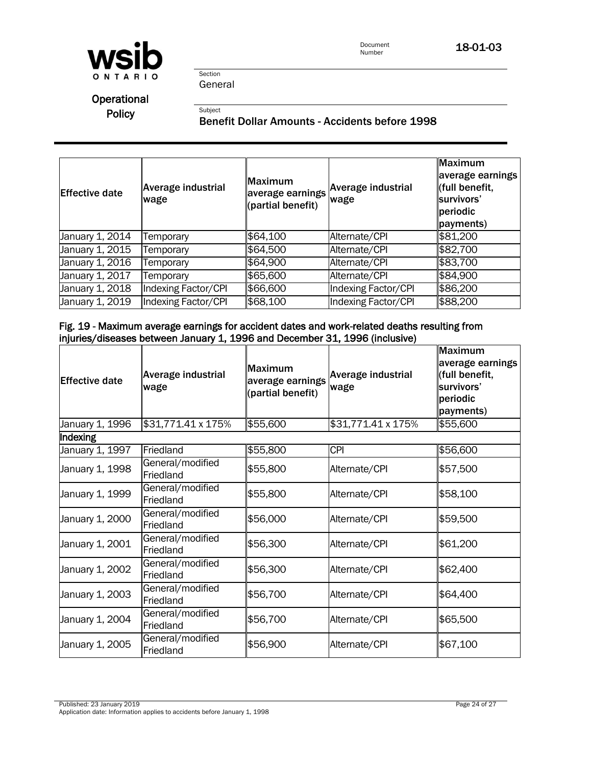| Effective date | Average industrial wage | Maximum average earnings (partial benefit) | Average industrial wage | Maximum average earnings (full benefit, survivors' periodic payments) |
|---|---|---|---|---|
| January 1, 2014 | Temporary | $64,100 | Alternate/CPI | $81,200 |
| January 1, 2015 | Temporary | $64,500 | Alternate/CPI | $82,700 |
| January 1, 2016 | Temporary | $64,900 | Alternate/CPI | $83,700 |
| January 1, 2017 | Temporary | $65,600 | Alternate/CPI | $84,900 |
| January 1, 2018 | Indexing Factor/CPI | $66,600 | Indexing Factor/CPI | $86,200 |
| January 1, 2019 | Indexing Factor/CPI | $68,100 | Indexing Factor/CPI | $88,200 |

**Fig. 19 - Maximum average earnings for accident dates and work-related deaths resulting from injuries/diseases between January 1, 1996 and December 31, 1996 (inclusive)**

| Effective date | Average industrial wage | Maximum average earnings (partial benefit) | Average industrial wage | Maximum average earnings (full benefit, survivors' periodic payments) |
|---|---|---|---|---|
| January 1, 1996 | $31,771.41 x 175% | $55,600 | $31,771.41 x 175% | $55,600 |
| **Indexing** | | | | |
| January 1, 1997 | Friedland | $55,800 | CPI | $56,600 |
| January 1, 1998 | General/modified Friedland | $55,800 | Alternate/CPI | $57,500 |
| January 1, 1999 | General/modified Friedland | $55,800 | Alternate/CPI | $58,100 |
| January 1, 2000 | General/modified Friedland | $56,000 | Alternate/CPI | $59,500 |
| January 1, 2001 | General/modified Friedland | $56,300 | Alternate/CPI | $61,200 |
| January 1, 2002 | General/modified Friedland | $56,300 | Alternate/CPI | $62,400 |
| January 1, 2003 | General/modified Friedland | $56,700 | Alternate/CPI | $64,400 |
| January 1, 2004 | General/modified Friedland | $56,700 | Alternate/CPI | $65,500 |
| January 1, 2005 | General/modified Friedland | $56,900 | Alternate/CPI | $67,100 |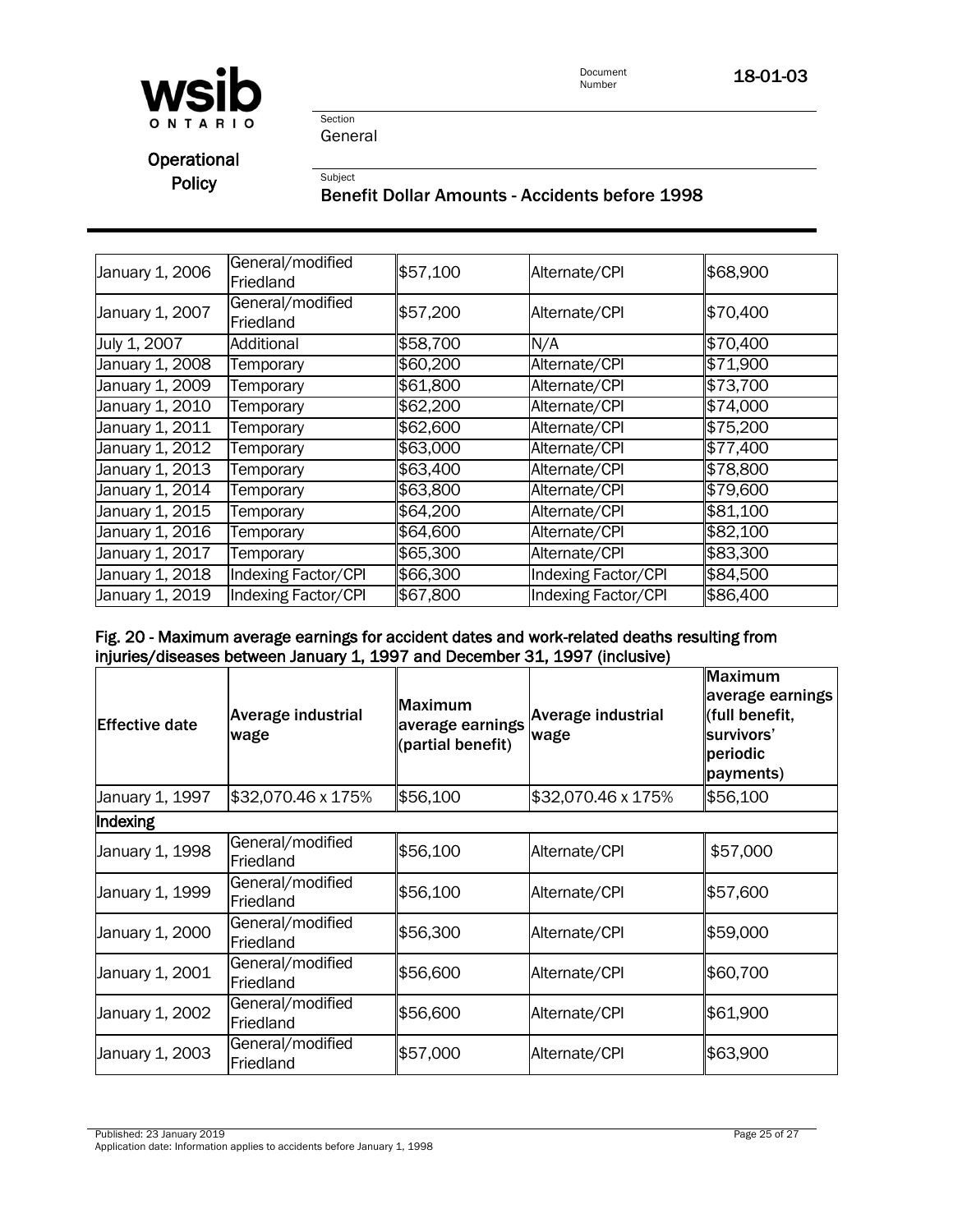| | | | | |
|---|---|---|---|---|
| January 1, 2006 | General/modified Friedland | $57,100 | Alternate/CPI | $68,900 |
| January 1, 2007 | General/modified Friedland | $57,200 | Alternate/CPI | $70,400 |
| July 1, 2007 | Additional | $58,700 | N/A | $70,400 |
| January 1, 2008 | Temporary | $60,200 | Alternate/CPI | $71,900 |
| January 1, 2009 | Temporary | $61,800 | Alternate/CPI | $73,700 |
| January 1, 2010 | Temporary | $62,200 | Alternate/CPI | $74,000 |
| January 1, 2011 | Temporary | $62,600 | Alternate/CPI | $75,200 |
| January 1, 2012 | Temporary | $63,000 | Alternate/CPI | $77,400 |
| January 1, 2013 | Temporary | $63,400 | Alternate/CPI | $78,800 |
| January 1, 2014 | Temporary | $63,800 | Alternate/CPI | $79,600 |
| January 1, 2015 | Temporary | $64,200 | Alternate/CPI | $81,100 |
| January 1, 2016 | Temporary | $64,600 | Alternate/CPI | $82,100 |
| January 1, 2017 | Temporary | $65,300 | Alternate/CPI | $83,300 |
| January 1, 2018 | Indexing Factor/CPI | $66,300 | Indexing Factor/CPI | $84,500 |
| January 1, 2019 | Indexing Factor/CPI | $67,800 | Indexing Factor/CPI | $86,400 |

**Fig. 20 - Maximum average earnings for accident dates and work-related deaths resulting from injuries/diseases between January 1, 1997 and December 31, 1997 (inclusive)**

| Effective date | Average industrial wage | Maximum average earnings (partial benefit) | Average industrial wage | Maximum average earnings (full benefit, survivors' periodic payments) |
|---|---|---|---|---|
| January 1, 1997 | $32,070.46 x 175% | $56,100 | $32,070.46 x 175% | $56,100 |
| **Indexing** | | | | |
| January 1, 1998 | General/modified Friedland | $56,100 | Alternate/CPI | $57,000 |
| January 1, 1999 | General/modified Friedland | $56,100 | Alternate/CPI | $57,600 |
| January 1, 2000 | General/modified Friedland | $56,300 | Alternate/CPI | $59,000 |
| January 1, 2001 | General/modified Friedland | $56,600 | Alternate/CPI | $60,700 |
| January 1, 2002 | General/modified Friedland | $56,600 | Alternate/CPI | $61,900 |
| January 1, 2003 | General/modified Friedland | $57,000 | Alternate/CPI | $63,900 |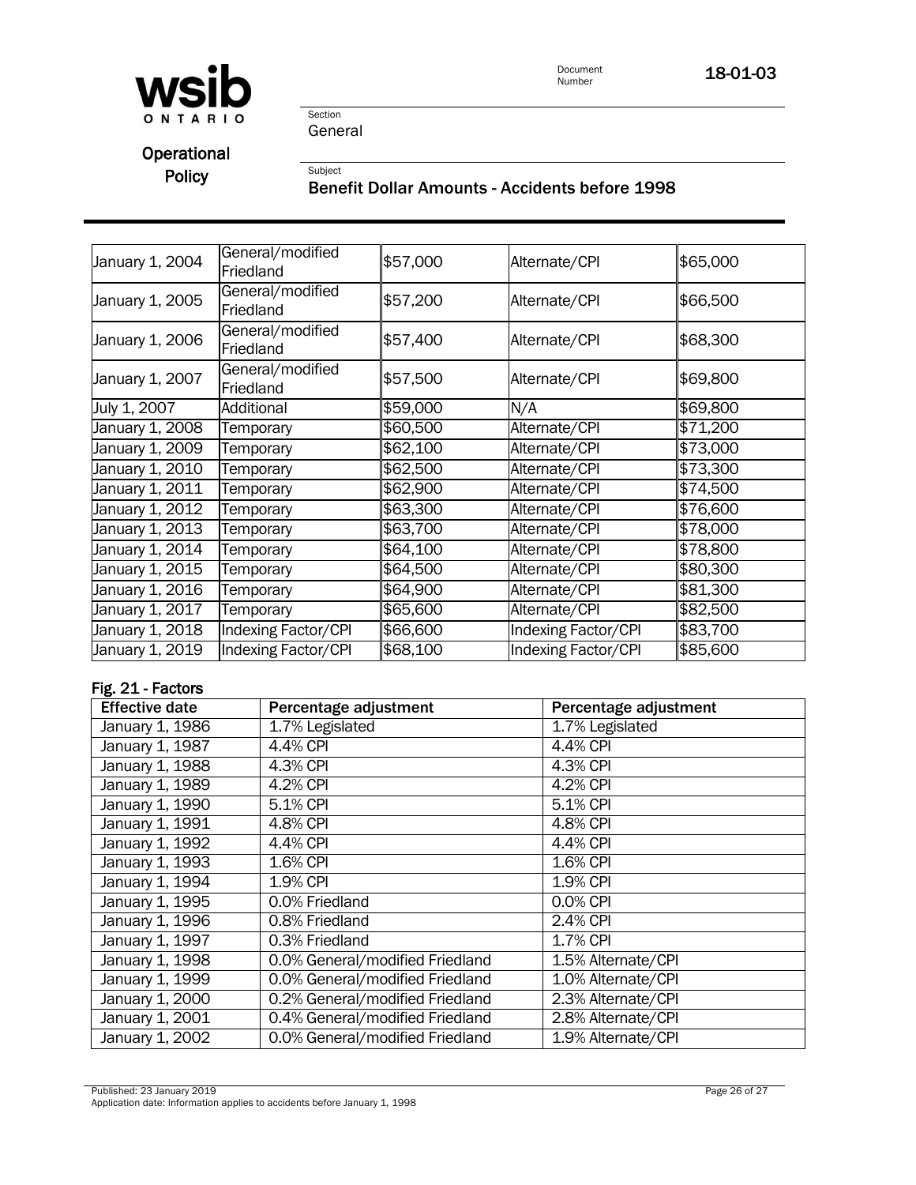| | | | | |
|---|---|---|---|---|
| January 1, 2004 | General/modified Friedland | $57,000 | Alternate/CPI | $65,000 |
| January 1, 2005 | General/modified Friedland | $57,200 | Alternate/CPI | $66,500 |
| January 1, 2006 | General/modified Friedland | $57,400 | Alternate/CPI | $68,300 |
| January 1, 2007 | General/modified Friedland | $57,500 | Alternate/CPI | $69,800 |
| July 1, 2007 | Additional | $59,000 | N/A | $69,800 |
| January 1, 2008 | Temporary | $60,500 | Alternate/CPI | $71,200 |
| January 1, 2009 | Temporary | $62,100 | Alternate/CPI | $73,000 |
| January 1, 2010 | Temporary | $62,500 | Alternate/CPI | $73,300 |
| January 1, 2011 | Temporary | $62,900 | Alternate/CPI | $74,500 |
| January 1, 2012 | Temporary | $63,300 | Alternate/CPI | $76,600 |
| January 1, 2013 | Temporary | $63,700 | Alternate/CPI | $78,000 |
| January 1, 2014 | Temporary | $64,100 | Alternate/CPI | $78,800 |
| January 1, 2015 | Temporary | $64,500 | Alternate/CPI | $80,300 |
| January 1, 2016 | Temporary | $64,900 | Alternate/CPI | $81,300 |
| January 1, 2017 | Temporary | $65,600 | Alternate/CPI | $82,500 |
| January 1, 2018 | Indexing Factor/CPI | $66,600 | Indexing Factor/CPI | $83,700 |
| January 1, 2019 | Indexing Factor/CPI | $68,100 | Indexing Factor/CPI | $85,600 |

### Fig. 21 - Factors

| Effective date | Percentage adjustment | Percentage adjustment |
|---|---|---|
| January 1, 1986 | 1.7% Legislated | 1.7% Legislated |
| January 1, 1987 | 4.4% CPI | 4.4% CPI |
| January 1, 1988 | 4.3% CPI | 4.3% CPI |
| January 1, 1989 | 4.2% CPI | 4.2% CPI |
| January 1, 1990 | 5.1% CPI | 5.1% CPI |
| January 1, 1991 | 4.8% CPI | 4.8% CPI |
| January 1, 1992 | 4.4% CPI | 4.4% CPI |
| January 1, 1993 | 1.6% CPI | 1.6% CPI |
| January 1, 1994 | 1.9% CPI | 1.9% CPI |
| January 1, 1995 | 0.0% Friedland | 0.0% CPI |
| January 1, 1996 | 0.8% Friedland | 2.4% CPI |
| January 1, 1997 | 0.3% Friedland | 1.7% CPI |
| January 1, 1998 | 0.0% General/modified Friedland | 1.5% Alternate/CPI |
| January 1, 1999 | 0.0% General/modified Friedland | 1.0% Alternate/CPI |
| January 1, 2000 | 0.2% General/modified Friedland | 2.3% Alternate/CPI |
| January 1, 2001 | 0.4% General/modified Friedland | 2.8% Alternate/CPI |
| January 1, 2002 | 0.0% General/modified Friedland | 1.9% Alternate/CPI |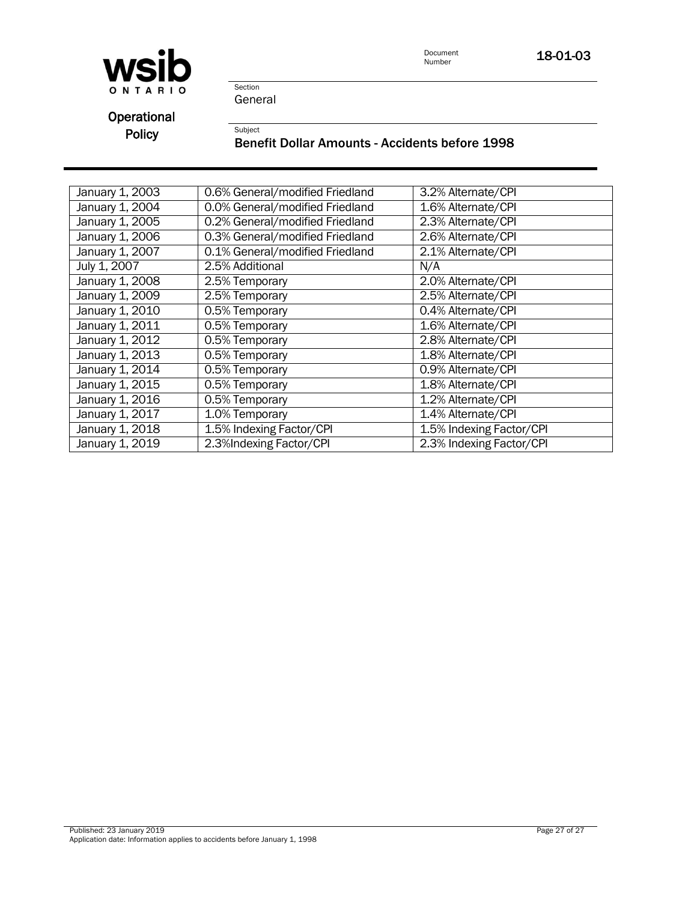| | | |
|---|---|---|
| January 1, 2003 | 0.6% General/modified Friedland | 3.2% Alternate/CPI |
| January 1, 2004 | 0.0% General/modified Friedland | 1.6% Alternate/CPI |
| January 1, 2005 | 0.2% General/modified Friedland | 2.3% Alternate/CPI |
| January 1, 2006 | 0.3% General/modified Friedland | 2.6% Alternate/CPI |
| January 1, 2007 | 0.1% General/modified Friedland | 2.1% Alternate/CPI |
| July 1, 2007 | 2.5% Additional | N/A |
| January 1, 2008 | 2.5% Temporary | 2.0% Alternate/CPI |
| January 1, 2009 | 2.5% Temporary | 2.5% Alternate/CPI |
| January 1, 2010 | 0.5% Temporary | 0.4% Alternate/CPI |
| January 1, 2011 | 0.5% Temporary | 1.6% Alternate/CPI |
| January 1, 2012 | 0.5% Temporary | 2.8% Alternate/CPI |
| January 1, 2013 | 0.5% Temporary | 1.8% Alternate/CPI |
| January 1, 2014 | 0.5% Temporary | 0.9% Alternate/CPI |
| January 1, 2015 | 0.5% Temporary | 1.8% Alternate/CPI |
| January 1, 2016 | 0.5% Temporary | 1.2% Alternate/CPI |
| January 1, 2017 | 1.0% Temporary | 1.4% Alternate/CPI |
| January 1, 2018 | 1.5% Indexing Factor/CPI | 1.5% Indexing Factor/CPI |
| January 1, 2019 | 2.3%Indexing Factor/CPI | 2.3% Indexing Factor/CPI |